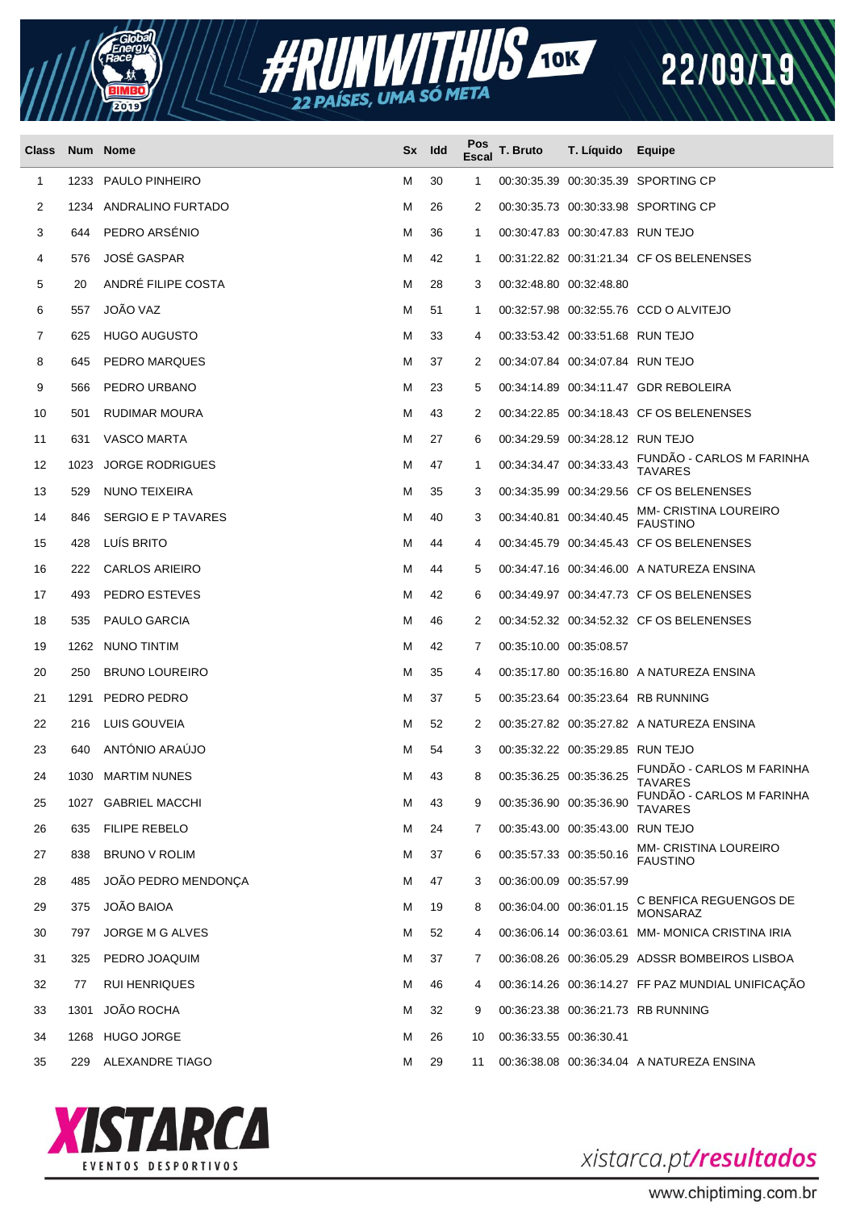# #RUNWITHUS 10K — 22 PAÍSES, UMA SÓ META — 22/09/19

| Class | Num | Nome | Sx | Idd | Pos Escal | T. Bruto | T. Líquido | Equipe |
|---|---|---|---|---|---|---|---|---|
| 1 | 1233 | PAULO PINHEIRO | M | 30 | 1 | 00:30:35.39 | 00:30:35.39 | SPORTING CP |
| 2 | 1234 | ANDRALINO FURTADO | M | 26 | 2 | 00:30:35.73 | 00:30:33.98 | SPORTING CP |
| 3 | 644 | PEDRO ARSÉNIO | M | 36 | 1 | 00:30:47.83 | 00:30:47.83 | RUN TEJO |
| 4 | 576 | JOSÉ GASPAR | M | 42 | 1 | 00:31:22.82 | 00:31:21.34 | CF OS BELENENSES |
| 5 | 20 | ANDRÉ FILIPE COSTA | M | 28 | 3 | 00:32:48.80 | 00:32:48.80 | |
| 6 | 557 | JOÃO VAZ | M | 51 | 1 | 00:32:57.98 | 00:32:55.76 | CCD O ALVITEJO |
| 7 | 625 | HUGO AUGUSTO | M | 33 | 4 | 00:33:53.42 | 00:33:51.68 | RUN TEJO |
| 8 | 645 | PEDRO MARQUES | M | 37 | 2 | 00:34:07.84 | 00:34:07.84 | RUN TEJO |
| 9 | 566 | PEDRO URBANO | M | 23 | 5 | 00:34:14.89 | 00:34:11.47 | GDR REBOLEIRA |
| 10 | 501 | RUDIMAR MOURA | M | 43 | 2 | 00:34:22.85 | 00:34:18.43 | CF OS BELENENSES |
| 11 | 631 | VASCO MARTA | M | 27 | 6 | 00:34:29.59 | 00:34:28.12 | RUN TEJO |
| 12 | 1023 | JORGE RODRIGUES | M | 47 | 1 | 00:34:34.47 | 00:34:33.43 | FUNDÃO - CARLOS M FARINHA TAVARES |
| 13 | 529 | NUNO TEIXEIRA | M | 35 | 3 | 00:34:35.99 | 00:34:29.56 | CF OS BELENENSES |
| 14 | 846 | SERGIO E P TAVARES | M | 40 | 3 | 00:34:40.81 | 00:34:40.45 | MM- CRISTINA LOUREIRO FAUSTINO |
| 15 | 428 | LUÍS BRITO | M | 44 | 4 | 00:34:45.79 | 00:34:45.43 | CF OS BELENENSES |
| 16 | 222 | CARLOS ARIEIRO | M | 44 | 5 | 00:34:47.16 | 00:34:46.00 | A NATUREZA ENSINA |
| 17 | 493 | PEDRO ESTEVES | M | 42 | 6 | 00:34:49.97 | 00:34:47.73 | CF OS BELENENSES |
| 18 | 535 | PAULO GARCIA | M | 46 | 2 | 00:34:52.32 | 00:34:52.32 | CF OS BELENENSES |
| 19 | 1262 | NUNO TINTIM | M | 42 | 7 | 00:35:10.00 | 00:35:08.57 | |
| 20 | 250 | BRUNO LOUREIRO | M | 35 | 4 | 00:35:17.80 | 00:35:16.80 | A NATUREZA ENSINA |
| 21 | 1291 | PEDRO PEDRO | M | 37 | 5 | 00:35:23.64 | 00:35:23.64 | RB RUNNING |
| 22 | 216 | LUIS GOUVEIA | M | 52 | 2 | 00:35:27.82 | 00:35:27.82 | A NATUREZA ENSINA |
| 23 | 640 | ANTÓNIO ARAÚJO | M | 54 | 3 | 00:35:32.22 | 00:35:29.85 | RUN TEJO |
| 24 | 1030 | MARTIM NUNES | M | 43 | 8 | 00:35:36.25 | 00:35:36.25 | FUNDÃO - CARLOS M FARINHA TAVARES |
| 25 | 1027 | GABRIEL MACCHI | M | 43 | 9 | 00:35:36.90 | 00:35:36.90 | FUNDÃO - CARLOS M FARINHA TAVARES |
| 26 | 635 | FILIPE REBELO | M | 24 | 7 | 00:35:43.00 | 00:35:43.00 | RUN TEJO |
| 27 | 838 | BRUNO V ROLIM | M | 37 | 6 | 00:35:57.33 | 00:35:50.16 | MM- CRISTINA LOUREIRO FAUSTINO |
| 28 | 485 | JOÃO PEDRO MENDONÇA | M | 47 | 3 | 00:36:00.09 | 00:35:57.99 | |
| 29 | 375 | JOÃO BAIOA | M | 19 | 8 | 00:36:04.00 | 00:36:01.15 | C BENFICA REGUENGOS DE MONSARAZ |
| 30 | 797 | JORGE M G ALVES | M | 52 | 4 | 00:36:06.14 | 00:36:03.61 | MM- MONICA CRISTINA IRIA |
| 31 | 325 | PEDRO JOAQUIM | M | 37 | 7 | 00:36:08.26 | 00:36:05.29 | ADSSR BOMBEIROS LISBOA |
| 32 | 77 | RUI HENRIQUES | M | 46 | 4 | 00:36:14.26 | 00:36:14.27 | FF PAZ MUNDIAL UNIFICAÇÃO |
| 33 | 1301 | JOÃO ROCHA | M | 32 | 9 | 00:36:23.38 | 00:36:21.73 | RB RUNNING |
| 34 | 1268 | HUGO JORGE | M | 26 | 10 | 00:36:33.55 | 00:36:30.41 | |
| 35 | 229 | ALEXANDRE TIAGO | M | 29 | 11 | 00:36:38.08 | 00:36:34.04 | A NATUREZA ENSINA |

XISTARCA EVENTOS DESPORTIVOS

xistarca.pt/resultados

www.chiptiming.com.br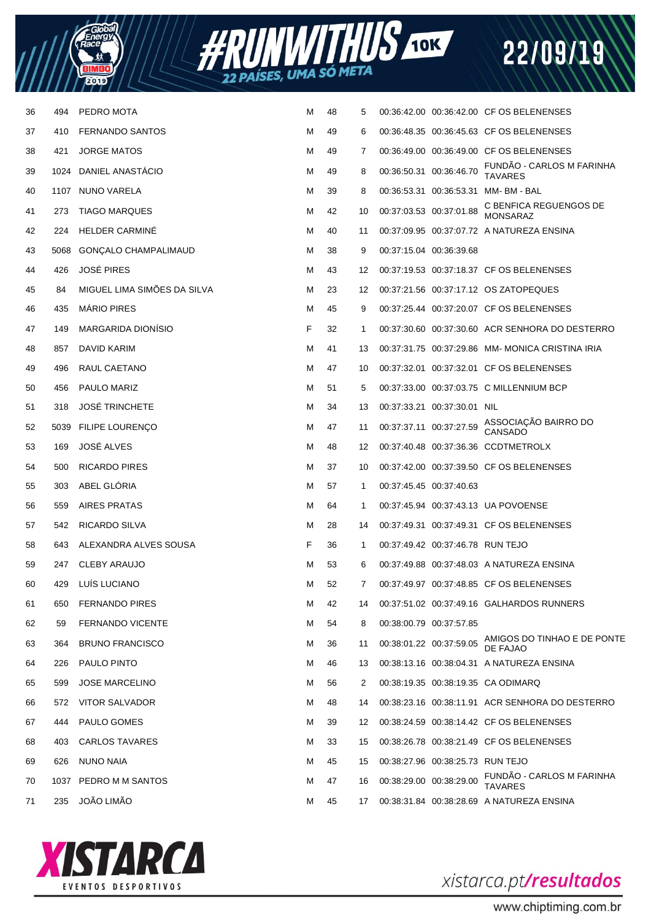| | | | | | | | | |
|---|---|---|---|---|---|---|---|---|
| 36 | 494 | PEDRO MOTA | M | 48 | 5 | 00:36:42.00 | 00:36:42.00 | CF OS BELENENSES |
| 37 | 410 | FERNANDO SANTOS | M | 49 | 6 | 00:36:48.35 | 00:36:45.63 | CF OS BELENENSES |
| 38 | 421 | JORGE MATOS | M | 49 | 7 | 00:36:49.00 | 00:36:49.00 | CF OS BELENENSES |
| 39 | 1024 | DANIEL ANASTÁCIO | M | 49 | 8 | 00:36:50.31 | 00:36:46.70 | FUNDÃO - CARLOS M FARINHA TAVARES |
| 40 | 1107 | NUNO VARELA | M | 39 | 8 | 00:36:53.31 | 00:36:53.31 | MM- BM - BAL |
| 41 | 273 | TIAGO MARQUES | M | 42 | 10 | 00:37:03.53 | 00:37:01.88 | C BENFICA REGUENGOS DE MONSARAZ |
| 42 | 224 | HELDER CARMINÉ | M | 40 | 11 | 00:37:09.95 | 00:37:07.72 | A NATUREZA ENSINA |
| 43 | 5068 | GONÇALO CHAMPALIMAUD | M | 38 | 9 | 00:37:15.04 | 00:36:39.68 | |
| 44 | 426 | JOSÉ PIRES | M | 43 | 12 | 00:37:19.53 | 00:37:18.37 | CF OS BELENENSES |
| 45 | 84 | MIGUEL LIMA SIMÕES DA SILVA | M | 23 | 12 | 00:37:21.56 | 00:37:17.12 | OS ZATOPEQUES |
| 46 | 435 | MÁRIO PIRES | M | 45 | 9 | 00:37:25.44 | 00:37:20.07 | CF OS BELENENSES |
| 47 | 149 | MARGARIDA DIONÍSIO | F | 32 | 1 | 00:37:30.60 | 00:37:30.60 | ACR SENHORA DO DESTERRO |
| 48 | 857 | DAVID KARIM | M | 41 | 13 | 00:37:31.75 | 00:37:29.86 | MM- MONICA CRISTINA IRIA |
| 49 | 496 | RAUL CAETANO | M | 47 | 10 | 00:37:32.01 | 00:37:32.01 | CF OS BELENENSES |
| 50 | 456 | PAULO MARIZ | M | 51 | 5 | 00:37:33.00 | 00:37:03.75 | C MILLENNIUM BCP |
| 51 | 318 | JOSÉ TRINCHETE | M | 34 | 13 | 00:37:33.21 | 00:37:30.01 | NIL |
| 52 | 5039 | FILIPE LOURENÇO | M | 47 | 11 | 00:37:37.11 | 00:37:27.59 | ASSOCIAÇÃO BAIRRO DO CANSADO |
| 53 | 169 | JOSÉ ALVES | M | 48 | 12 | 00:37:40.48 | 00:37:36.36 | CCDTMETROLX |
| 54 | 500 | RICARDO PIRES | M | 37 | 10 | 00:37:42.00 | 00:37:39.50 | CF OS BELENENSES |
| 55 | 303 | ABEL GLÓRIA | M | 57 | 1 | 00:37:45.45 | 00:37:40.63 | |
| 56 | 559 | AIRES PRATAS | M | 64 | 1 | 00:37:45.94 | 00:37:43.13 | UA POVOENSE |
| 57 | 542 | RICARDO SILVA | M | 28 | 14 | 00:37:49.31 | 00:37:49.31 | CF OS BELENENSES |
| 58 | 643 | ALEXANDRA ALVES SOUSA | F | 36 | 1 | 00:37:49.42 | 00:37:46.78 | RUN TEJO |
| 59 | 247 | CLEBY ARAUJO | M | 53 | 6 | 00:37:49.88 | 00:37:48.03 | A NATUREZA ENSINA |
| 60 | 429 | LUÍS LUCIANO | M | 52 | 7 | 00:37:49.97 | 00:37:48.85 | CF OS BELENENSES |
| 61 | 650 | FERNANDO PIRES | M | 42 | 14 | 00:37:51.02 | 00:37:49.16 | GALHARDOS RUNNERS |
| 62 | 59 | FERNANDO VICENTE | M | 54 | 8 | 00:38:00.79 | 00:37:57.85 | |
| 63 | 364 | BRUNO FRANCISCO | M | 36 | 11 | 00:38:01.22 | 00:37:59.05 | AMIGOS DO TINHAO E DE PONTE DE FAJAO |
| 64 | 226 | PAULO PINTO | M | 46 | 13 | 00:38:13.16 | 00:38:04.31 | A NATUREZA ENSINA |
| 65 | 599 | JOSE MARCELINO | M | 56 | 2 | 00:38:19.35 | 00:38:19.35 | CA ODIMARQ |
| 66 | 572 | VITOR SALVADOR | M | 48 | 14 | 00:38:23.16 | 00:38:11.91 | ACR SENHORA DO DESTERRO |
| 67 | 444 | PAULO GOMES | M | 39 | 12 | 00:38:24.59 | 00:38:14.42 | CF OS BELENENSES |
| 68 | 403 | CARLOS TAVARES | M | 33 | 15 | 00:38:26.78 | 00:38:21.49 | CF OS BELENENSES |
| 69 | 626 | NUNO NAIA | M | 45 | 15 | 00:38:27.96 | 00:38:25.73 | RUN TEJO |
| 70 | 1037 | PEDRO M M SANTOS | M | 47 | 16 | 00:38:29.00 | 00:38:29.00 | FUNDÃO - CARLOS M FARINHA TAVARES |
| 71 | 235 | JOÃO LIMÃO | M | 45 | 17 | 00:38:31.84 | 00:38:28.69 | A NATUREZA ENSINA |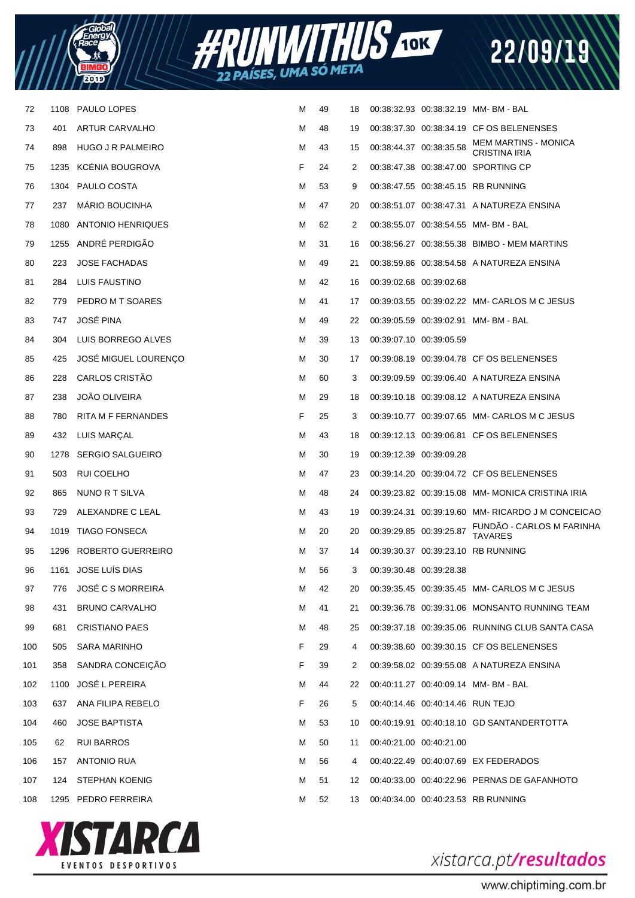| | | | | | | | | |
|---|---|---|---|---|---|---|---|---|
| 72 | 1108 | PAULO LOPES | M | 49 | 18 | 00:38:32.93 | 00:38:32.19 | MM- BM - BAL |
| 73 | 401 | ARTUR CARVALHO | M | 48 | 19 | 00:38:37.30 | 00:38:34.19 | CF OS BELENENSES |
| 74 | 898 | HUGO J R PALMEIRO | M | 43 | 15 | 00:38:44.37 | 00:38:35.58 | MEM MARTINS - MONICA CRISTINA IRIA |
| 75 | 1235 | KCÉNIA BOUGROVA | F | 24 | 2 | 00:38:47.38 | 00:38:47.00 | SPORTING CP |
| 76 | 1304 | PAULO COSTA | M | 53 | 9 | 00:38:47.55 | 00:38:45.15 | RB RUNNING |
| 77 | 237 | MÁRIO BOUCINHA | M | 47 | 20 | 00:38:51.07 | 00:38:47.31 | A NATUREZA ENSINA |
| 78 | 1080 | ANTONIO HENRIQUES | M | 62 | 2 | 00:38:55.07 | 00:38:54.55 | MM- BM - BAL |
| 79 | 1255 | ANDRÉ PERDIGÃO | M | 31 | 16 | 00:38:56.27 | 00:38:55.38 | BIMBO - MEM MARTINS |
| 80 | 223 | JOSE FACHADAS | M | 49 | 21 | 00:38:59.86 | 00:38:54.58 | A NATUREZA ENSINA |
| 81 | 284 | LUIS FAUSTINO | M | 42 | 16 | 00:39:02.68 | 00:39:02.68 | |
| 82 | 779 | PEDRO M T SOARES | M | 41 | 17 | 00:39:03.55 | 00:39:02.22 | MM- CARLOS M C JESUS |
| 83 | 747 | JOSÉ PINA | M | 49 | 22 | 00:39:05.59 | 00:39:02.91 | MM- BM - BAL |
| 84 | 304 | LUIS BORREGO ALVES | M | 39 | 13 | 00:39:07.10 | 00:39:05.59 | |
| 85 | 425 | JOSÉ MIGUEL LOURENÇO | M | 30 | 17 | 00:39:08.19 | 00:39:04.78 | CF OS BELENENSES |
| 86 | 228 | CARLOS CRISTÃO | M | 60 | 3 | 00:39:09.59 | 00:39:06.40 | A NATUREZA ENSINA |
| 87 | 238 | JOÃO OLIVEIRA | M | 29 | 18 | 00:39:10.18 | 00:39:08.12 | A NATUREZA ENSINA |
| 88 | 780 | RITA M F FERNANDES | F | 25 | 3 | 00:39:10.77 | 00:39:07.65 | MM- CARLOS M C JESUS |
| 89 | 432 | LUIS MARÇAL | M | 43 | 18 | 00:39:12.13 | 00:39:06.81 | CF OS BELENENSES |
| 90 | 1278 | SERGIO SALGUEIRO | M | 30 | 19 | 00:39:12.39 | 00:39:09.28 | |
| 91 | 503 | RUI COELHO | M | 47 | 23 | 00:39:14.20 | 00:39:04.72 | CF OS BELENENSES |
| 92 | 865 | NUNO R T SILVA | M | 48 | 24 | 00:39:23.82 | 00:39:15.08 | MM- MONICA CRISTINA IRIA |
| 93 | 729 | ALEXANDRE C LEAL | M | 43 | 19 | 00:39:24.31 | 00:39:19.60 | MM- RICARDO J M CONCEICAO |
| 94 | 1019 | TIAGO FONSECA | M | 20 | 20 | 00:39:29.85 | 00:39:25.87 | FUNDÃO - CARLOS M FARINHA TAVARES |
| 95 | 1296 | ROBERTO GUERREIRO | M | 37 | 14 | 00:39:30.37 | 00:39:23.10 | RB RUNNING |
| 96 | 1161 | JOSE LUÍS DIAS | M | 56 | 3 | 00:39:30.48 | 00:39:28.38 | |
| 97 | 776 | JOSÉ C S MORREIRA | M | 42 | 20 | 00:39:35.45 | 00:39:35.45 | MM- CARLOS M C JESUS |
| 98 | 431 | BRUNO CARVALHO | M | 41 | 21 | 00:39:36.78 | 00:39:31.06 | MONSANTO RUNNING TEAM |
| 99 | 681 | CRISTIANO PAES | M | 48 | 25 | 00:39:37.18 | 00:39:35.06 | RUNNING CLUB SANTA CASA |
| 100 | 505 | SARA MARINHO | F | 29 | 4 | 00:39:38.60 | 00:39:30.15 | CF OS BELENENSES |
| 101 | 358 | SANDRA CONCEIÇÃO | F | 39 | 2 | 00:39:58.02 | 00:39:55.08 | A NATUREZA ENSINA |
| 102 | 1100 | JOSÉ L PEREIRA | M | 44 | 22 | 00:40:11.27 | 00:40:09.14 | MM- BM - BAL |
| 103 | 637 | ANA FILIPA REBELO | F | 26 | 5 | 00:40:14.46 | 00:40:14.46 | RUN TEJO |
| 104 | 460 | JOSE BAPTISTA | M | 53 | 10 | 00:40:19.91 | 00:40:18.10 | GD SANTANDERTOTTA |
| 105 | 62 | RUI BARROS | M | 50 | 11 | 00:40:21.00 | 00:40:21.00 | |
| 106 | 157 | ANTONIO RUA | M | 56 | 4 | 00:40:22.49 | 00:40:07.69 | EX FEDERADOS |
| 107 | 124 | STEPHAN KOENIG | M | 51 | 12 | 00:40:33.00 | 00:40:22.96 | PERNAS DE GAFANHOTO |
| 108 | 1295 | PEDRO FERREIRA | M | 52 | 13 | 00:40:34.00 | 00:40:23.53 | RB RUNNING |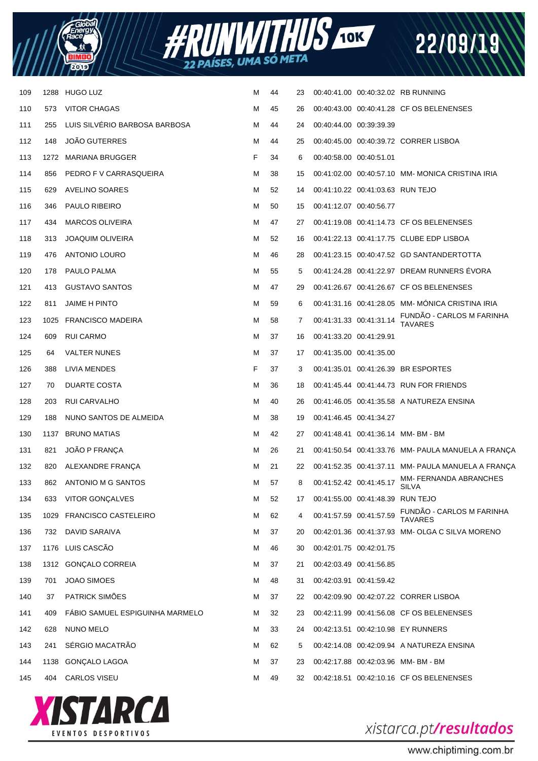| | | | | | | | | |
|---|---|---|---|---|---|---|---|---|
| 109 | 1288 | HUGO LUZ | M | 44 | 23 | 00:40:41.00 | 00:40:32.02 | RB RUNNING |
| 110 | 573 | VITOR CHAGAS | M | 45 | 26 | 00:40:43.00 | 00:40:41.28 | CF OS BELENENSES |
| 111 | 255 | LUIS SILVÉRIO BARBOSA BARBOSA | M | 44 | 24 | 00:40:44.00 | 00:39:39.39 | |
| 112 | 148 | JOÃO GUTERRES | M | 44 | 25 | 00:40:45.00 | 00:40:39.72 | CORRER LISBOA |
| 113 | 1272 | MARIANA BRUGGER | F | 34 | 6 | 00:40:58.00 | 00:40:51.01 | |
| 114 | 856 | PEDRO F V CARRASQUEIRA | M | 38 | 15 | 00:41:02.00 | 00:40:57.10 | MM- MONICA CRISTINA IRIA |
| 115 | 629 | AVELINO SOARES | M | 52 | 14 | 00:41:10.22 | 00:41:03.63 | RUN TEJO |
| 116 | 346 | PAULO RIBEIRO | M | 50 | 15 | 00:41:12.07 | 00:40:56.77 | |
| 117 | 434 | MARCOS OLIVEIRA | M | 47 | 27 | 00:41:19.08 | 00:41:14.73 | CF OS BELENENSES |
| 118 | 313 | JOAQUIM OLIVEIRA | M | 52 | 16 | 00:41:22.13 | 00:41:17.75 | CLUBE EDP LISBOA |
| 119 | 476 | ANTONIO LOURO | M | 46 | 28 | 00:41:23.15 | 00:40:47.52 | GD SANTANDERTOTTA |
| 120 | 178 | PAULO PALMA | M | 55 | 5 | 00:41:24.28 | 00:41:22.97 | DREAM RUNNERS ÉVORA |
| 121 | 413 | GUSTAVO SANTOS | M | 47 | 29 | 00:41:26.67 | 00:41:26.67 | CF OS BELENENSES |
| 122 | 811 | JAIME H PINTO | M | 59 | 6 | 00:41:31.16 | 00:41:28.05 | MM- MÓNICA CRISTINA IRIA |
| 123 | 1025 | FRANCISCO MADEIRA | M | 58 | 7 | 00:41:31.33 | 00:41:31.14 | FUNDÃO - CARLOS M FARINHA TAVARES |
| 124 | 609 | RUI CARMO | M | 37 | 16 | 00:41:33.20 | 00:41:29.91 | |
| 125 | 64 | VALTER NUNES | M | 37 | 17 | 00:41:35.00 | 00:41:35.00 | |
| 126 | 388 | LIVIA MENDES | F | 37 | 3 | 00:41:35.01 | 00:41:26.39 | BR ESPORTES |
| 127 | 70 | DUARTE COSTA | M | 36 | 18 | 00:41:45.44 | 00:41:44.73 | RUN FOR FRIENDS |
| 128 | 203 | RUI CARVALHO | M | 40 | 26 | 00:41:46.05 | 00:41:35.58 | A NATUREZA ENSINA |
| 129 | 188 | NUNO SANTOS DE ALMEIDA | M | 38 | 19 | 00:41:46.45 | 00:41:34.27 | |
| 130 | 1137 | BRUNO MATIAS | M | 42 | 27 | 00:41:48.41 | 00:41:36.14 | MM- BM - BM |
| 131 | 821 | JOÃO P FRANÇA | M | 26 | 21 | 00:41:50.54 | 00:41:33.76 | MM- PAULA MANUELA A FRANÇA |
| 132 | 820 | ALEXANDRE FRANÇA | M | 21 | 22 | 00:41:52.35 | 00:41:37.11 | MM- PAULA MANUELA A FRANÇA |
| 133 | 862 | ANTONIO M G SANTOS | M | 57 | 8 | 00:41:52.42 | 00:41:45.17 | MM- FERNANDA ABRANCHES SILVA |
| 134 | 633 | VITOR GONÇALVES | M | 52 | 17 | 00:41:55.00 | 00:41:48.39 | RUN TEJO |
| 135 | 1029 | FRANCISCO CASTELEIRO | M | 62 | 4 | 00:41:57.59 | 00:41:57.59 | FUNDÃO - CARLOS M FARINHA TAVARES |
| 136 | 732 | DAVID SARAIVA | M | 37 | 20 | 00:42:01.36 | 00:41:37.93 | MM- OLGA C SILVA MORENO |
| 137 | 1176 | LUIS CASCÃO | M | 46 | 30 | 00:42:01.75 | 00:42:01.75 | |
| 138 | 1312 | GONÇALO CORREIA | M | 37 | 21 | 00:42:03.49 | 00:41:56.85 | |
| 139 | 701 | JOAO SIMOES | M | 48 | 31 | 00:42:03.91 | 00:41:59.42 | |
| 140 | 37 | PATRICK SIMÕES | M | 37 | 22 | 00:42:09.90 | 00:42:07.22 | CORRER LISBOA |
| 141 | 409 | FÁBIO SAMUEL ESPIGUINHA MARMELO | M | 32 | 23 | 00:42:11.99 | 00:41:56.08 | CF OS BELENENSES |
| 142 | 628 | NUNO MELO | M | 33 | 24 | 00:42:13.51 | 00:42:10.98 | EY RUNNERS |
| 143 | 241 | SÉRGIO MACATRÃO | M | 62 | 5 | 00:42:14.08 | 00:42:09.94 | A NATUREZA ENSINA |
| 144 | 1138 | GONÇALO LAGOA | M | 37 | 23 | 00:42:17.88 | 00:42:03.96 | MM- BM - BM |
| 145 | 404 | CARLOS VISEU | M | 49 | 32 | 00:42:18.51 | 00:42:10.16 | CF OS BELENENSES |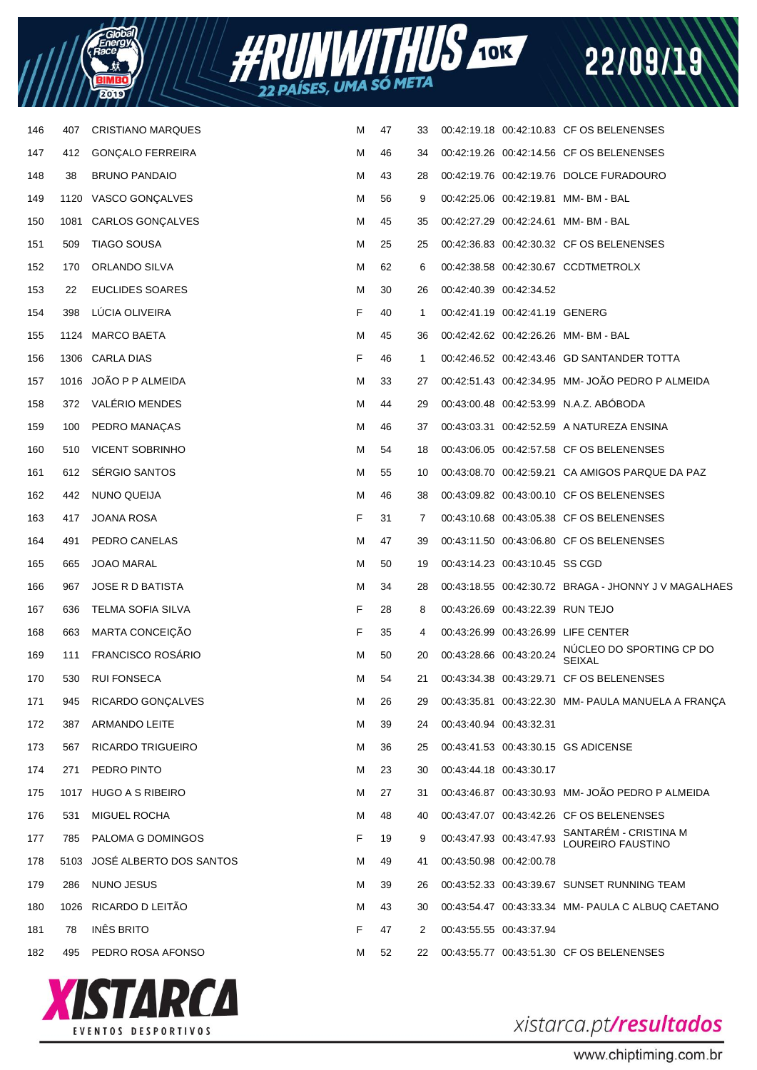| | | | | | | | | |
|---|---|---|---|---|---|---|---|---|
| 146 | 407 | CRISTIANO MARQUES | M | 47 | 33 | 00:42:19.18 | 00:42:10.83 | CF OS BELENENSES |
| 147 | 412 | GONÇALO FERREIRA | M | 46 | 34 | 00:42:19.26 | 00:42:14.56 | CF OS BELENENSES |
| 148 | 38 | BRUNO PANDAIO | M | 43 | 28 | 00:42:19.76 | 00:42:19.76 | DOLCE FURADOURO |
| 149 | 1120 | VASCO GONÇALVES | M | 56 | 9 | 00:42:25.06 | 00:42:19.81 | MM- BM - BAL |
| 150 | 1081 | CARLOS GONÇALVES | M | 45 | 35 | 00:42:27.29 | 00:42:24.61 | MM- BM - BAL |
| 151 | 509 | TIAGO SOUSA | M | 25 | 25 | 00:42:36.83 | 00:42:30.32 | CF OS BELENENSES |
| 152 | 170 | ORLANDO SILVA | M | 62 | 6 | 00:42:38.58 | 00:42:30.67 | CCDTMETROLX |
| 153 | 22 | EUCLIDES SOARES | M | 30 | 26 | 00:42:40.39 | 00:42:34.52 | |
| 154 | 398 | LÚCIA OLIVEIRA | F | 40 | 1 | 00:42:41.19 | 00:42:41.19 | GENERG |
| 155 | 1124 | MARCO BAETA | M | 45 | 36 | 00:42:42.62 | 00:42:26.26 | MM- BM - BAL |
| 156 | 1306 | CARLA DIAS | F | 46 | 1 | 00:42:46.52 | 00:42:43.46 | GD SANTANDER TOTTA |
| 157 | 1016 | JOÃO P P ALMEIDA | M | 33 | 27 | 00:42:51.43 | 00:42:34.95 | MM- JOÃO PEDRO P ALMEIDA |
| 158 | 372 | VALÉRIO MENDES | M | 44 | 29 | 00:43:00.48 | 00:42:53.99 | N.A.Z. ABÓBODA |
| 159 | 100 | PEDRO MANAÇAS | M | 46 | 37 | 00:43:03.31 | 00:42:52.59 | A NATUREZA ENSINA |
| 160 | 510 | VICENT SOBRINHO | M | 54 | 18 | 00:43:06.05 | 00:42:57.58 | CF OS BELENENSES |
| 161 | 612 | SÉRGIO SANTOS | M | 55 | 10 | 00:43:08.70 | 00:42:59.21 | CA AMIGOS PARQUE DA PAZ |
| 162 | 442 | NUNO QUEIJA | M | 46 | 38 | 00:43:09.82 | 00:43:00.10 | CF OS BELENENSES |
| 163 | 417 | JOANA ROSA | F | 31 | 7 | 00:43:10.68 | 00:43:05.38 | CF OS BELENENSES |
| 164 | 491 | PEDRO CANELAS | M | 47 | 39 | 00:43:11.50 | 00:43:06.80 | CF OS BELENENSES |
| 165 | 665 | JOAO MARAL | M | 50 | 19 | 00:43:14.23 | 00:43:10.45 | SS CGD |
| 166 | 967 | JOSE R D BATISTA | M | 34 | 28 | 00:43:18.55 | 00:42:30.72 | BRAGA - JHONNY J V MAGALHAES |
| 167 | 636 | TELMA SOFIA SILVA | F | 28 | 8 | 00:43:26.69 | 00:43:22.39 | RUN TEJO |
| 168 | 663 | MARTA CONCEIÇÃO | F | 35 | 4 | 00:43:26.99 | 00:43:26.99 | LIFE CENTER |
| 169 | 111 | FRANCISCO ROSÁRIO | M | 50 | 20 | 00:43:28.66 | 00:43:20.24 | NÚCLEO DO SPORTING CP DO SEIXAL |
| 170 | 530 | RUI FONSECA | M | 54 | 21 | 00:43:34.38 | 00:43:29.71 | CF OS BELENENSES |
| 171 | 945 | RICARDO GONÇALVES | M | 26 | 29 | 00:43:35.81 | 00:43:22.30 | MM- PAULA MANUELA A FRANÇA |
| 172 | 387 | ARMANDO LEITE | M | 39 | 24 | 00:43:40.94 | 00:43:32.31 | |
| 173 | 567 | RICARDO TRIGUEIRO | M | 36 | 25 | 00:43:41.53 | 00:43:30.15 | GS ADICENSE |
| 174 | 271 | PEDRO PINTO | M | 23 | 30 | 00:43:44.18 | 00:43:30.17 | |
| 175 | 1017 | HUGO A S RIBEIRO | M | 27 | 31 | 00:43:46.87 | 00:43:30.93 | MM- JOÃO PEDRO P ALMEIDA |
| 176 | 531 | MIGUEL ROCHA | M | 48 | 40 | 00:43:47.07 | 00:43:42.26 | CF OS BELENENSES |
| 177 | 785 | PALOMA G DOMINGOS | F | 19 | 9 | 00:43:47.93 | 00:43:47.93 | SANTARÉM - CRISTINA M LOUREIRO FAUSTINO |
| 178 | 5103 | JOSÉ ALBERTO DOS SANTOS | M | 49 | 41 | 00:43:50.98 | 00:42:00.78 | |
| 179 | 286 | NUNO JESUS | M | 39 | 26 | 00:43:52.33 | 00:43:39.67 | SUNSET RUNNING TEAM |
| 180 | 1026 | RICARDO D LEITÃO | M | 43 | 30 | 00:43:54.47 | 00:43:33.34 | MM- PAULA C ALBUQ CAETANO |
| 181 | 78 | INÊS BRITO | F | 47 | 2 | 00:43:55.55 | 00:43:37.94 | |
| 182 | 495 | PEDRO ROSA AFONSO | M | 52 | 22 | 00:43:55.77 | 00:43:51.30 | CF OS BELENENSES |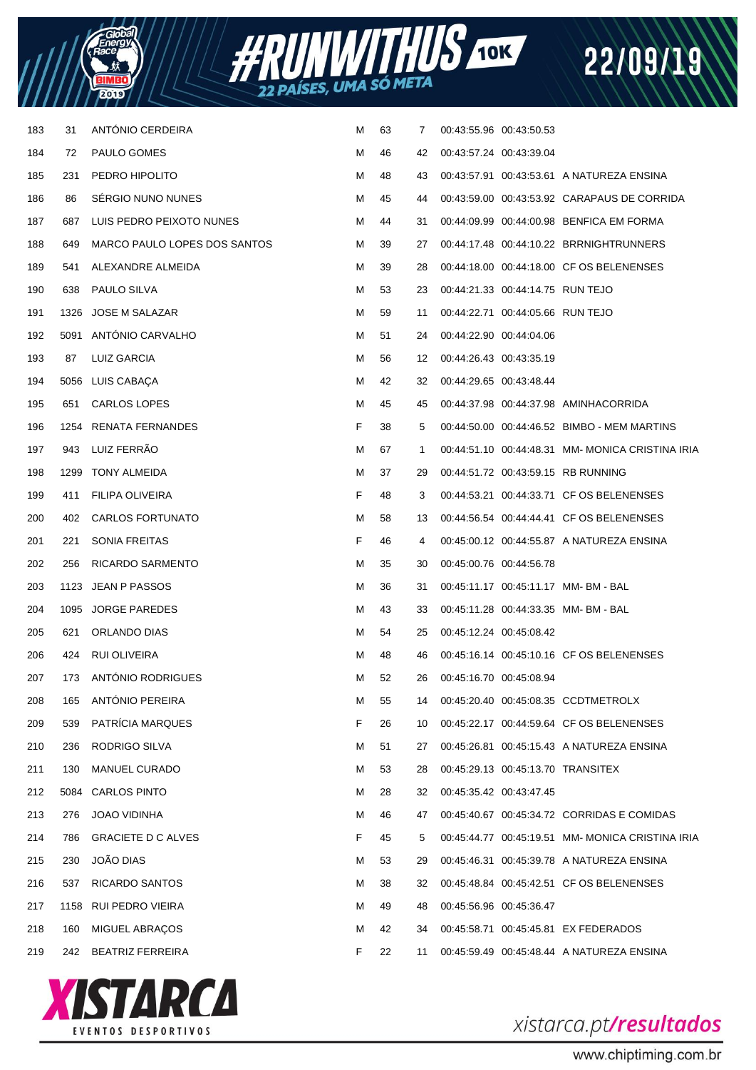| | | | | | | | | |
|---|---|---|---|---|---|---|---|---|
| 183 | 31 | ANTÓNIO CERDEIRA | M | 63 | 7 | 00:43:55.96 | 00:43:50.53 | |
| 184 | 72 | PAULO GOMES | M | 46 | 42 | 00:43:57.24 | 00:43:39.04 | |
| 185 | 231 | PEDRO HIPOLITO | M | 48 | 43 | 00:43:57.91 | 00:43:53.61 | A NATUREZA ENSINA |
| 186 | 86 | SÉRGIO NUNO NUNES | M | 45 | 44 | 00:43:59.00 | 00:43:53.92 | CARAPAUS DE CORRIDA |
| 187 | 687 | LUIS PEDRO PEIXOTO NUNES | M | 44 | 31 | 00:44:09.99 | 00:44:00.98 | BENFICA EM FORMA |
| 188 | 649 | MARCO PAULO LOPES DOS SANTOS | M | 39 | 27 | 00:44:17.48 | 00:44:10.22 | BRRNIGHTRUNNERS |
| 189 | 541 | ALEXANDRE ALMEIDA | M | 39 | 28 | 00:44:18.00 | 00:44:18.00 | CF OS BELENENSES |
| 190 | 638 | PAULO SILVA | M | 53 | 23 | 00:44:21.33 | 00:44:14.75 | RUN TEJO |
| 191 | 1326 | JOSE M SALAZAR | M | 59 | 11 | 00:44:22.71 | 00:44:05.66 | RUN TEJO |
| 192 | 5091 | ANTÓNIO CARVALHO | M | 51 | 24 | 00:44:22.90 | 00:44:04.06 | |
| 193 | 87 | LUIZ GARCIA | M | 56 | 12 | 00:44:26.43 | 00:43:35.19 | |
| 194 | 5056 | LUIS CABAÇA | M | 42 | 32 | 00:44:29.65 | 00:43:48.44 | |
| 195 | 651 | CARLOS LOPES | M | 45 | 45 | 00:44:37.98 | 00:44:37.98 | AMINHACORRIDA |
| 196 | 1254 | RENATA FERNANDES | F | 38 | 5 | 00:44:50.00 | 00:44:46.52 | BIMBO - MEM MARTINS |
| 197 | 943 | LUIZ FERRÃO | M | 67 | 1 | 00:44:51.10 | 00:44:48.31 | MM- MONICA CRISTINA IRIA |
| 198 | 1299 | TONY ALMEIDA | M | 37 | 29 | 00:44:51.72 | 00:43:59.15 | RB RUNNING |
| 199 | 411 | FILIPA OLIVEIRA | F | 48 | 3 | 00:44:53.21 | 00:44:33.71 | CF OS BELENENSES |
| 200 | 402 | CARLOS FORTUNATO | M | 58 | 13 | 00:44:56.54 | 00:44:44.41 | CF OS BELENENSES |
| 201 | 221 | SONIA FREITAS | F | 46 | 4 | 00:45:00.12 | 00:44:55.87 | A NATUREZA ENSINA |
| 202 | 256 | RICARDO SARMENTO | M | 35 | 30 | 00:45:00.76 | 00:44:56.78 | |
| 203 | 1123 | JEAN P PASSOS | M | 36 | 31 | 00:45:11.17 | 00:45:11.17 | MM- BM - BAL |
| 204 | 1095 | JORGE PAREDES | M | 43 | 33 | 00:45:11.28 | 00:44:33.35 | MM- BM - BAL |
| 205 | 621 | ORLANDO DIAS | M | 54 | 25 | 00:45:12.24 | 00:45:08.42 | |
| 206 | 424 | RUI OLIVEIRA | M | 48 | 46 | 00:45:16.14 | 00:45:10.16 | CF OS BELENENSES |
| 207 | 173 | ANTÓNIO RODRIGUES | M | 52 | 26 | 00:45:16.70 | 00:45:08.94 | |
| 208 | 165 | ANTÓNIO PEREIRA | M | 55 | 14 | 00:45:20.40 | 00:45:08.35 | CCDTMETROLX |
| 209 | 539 | PATRÍCIA MARQUES | F | 26 | 10 | 00:45:22.17 | 00:44:59.64 | CF OS BELENENSES |
| 210 | 236 | RODRIGO SILVA | M | 51 | 27 | 00:45:26.81 | 00:45:15.43 | A NATUREZA ENSINA |
| 211 | 130 | MANUEL CURADO | M | 53 | 28 | 00:45:29.13 | 00:45:13.70 | TRANSITEX |
| 212 | 5084 | CARLOS PINTO | M | 28 | 32 | 00:45:35.42 | 00:43:47.45 | |
| 213 | 276 | JOAO VIDINHA | M | 46 | 47 | 00:45:40.67 | 00:45:34.72 | CORRIDAS E COMIDAS |
| 214 | 786 | GRACIETE D C ALVES | F | 45 | 5 | 00:45:44.77 | 00:45:19.51 | MM- MONICA CRISTINA IRIA |
| 215 | 230 | JOÃO DIAS | M | 53 | 29 | 00:45:46.31 | 00:45:39.78 | A NATUREZA ENSINA |
| 216 | 537 | RICARDO SANTOS | M | 38 | 32 | 00:45:48.84 | 00:45:42.51 | CF OS BELENENSES |
| 217 | 1158 | RUI PEDRO VIEIRA | M | 49 | 48 | 00:45:56.96 | 00:45:36.47 | |
| 218 | 160 | MIGUEL ABRAÇOS | M | 42 | 34 | 00:45:58.71 | 00:45:45.81 | EX FEDERADOS |
| 219 | 242 | BEATRIZ FERREIRA | F | 22 | 11 | 00:45:59.49 | 00:45:48.44 | A NATUREZA ENSINA |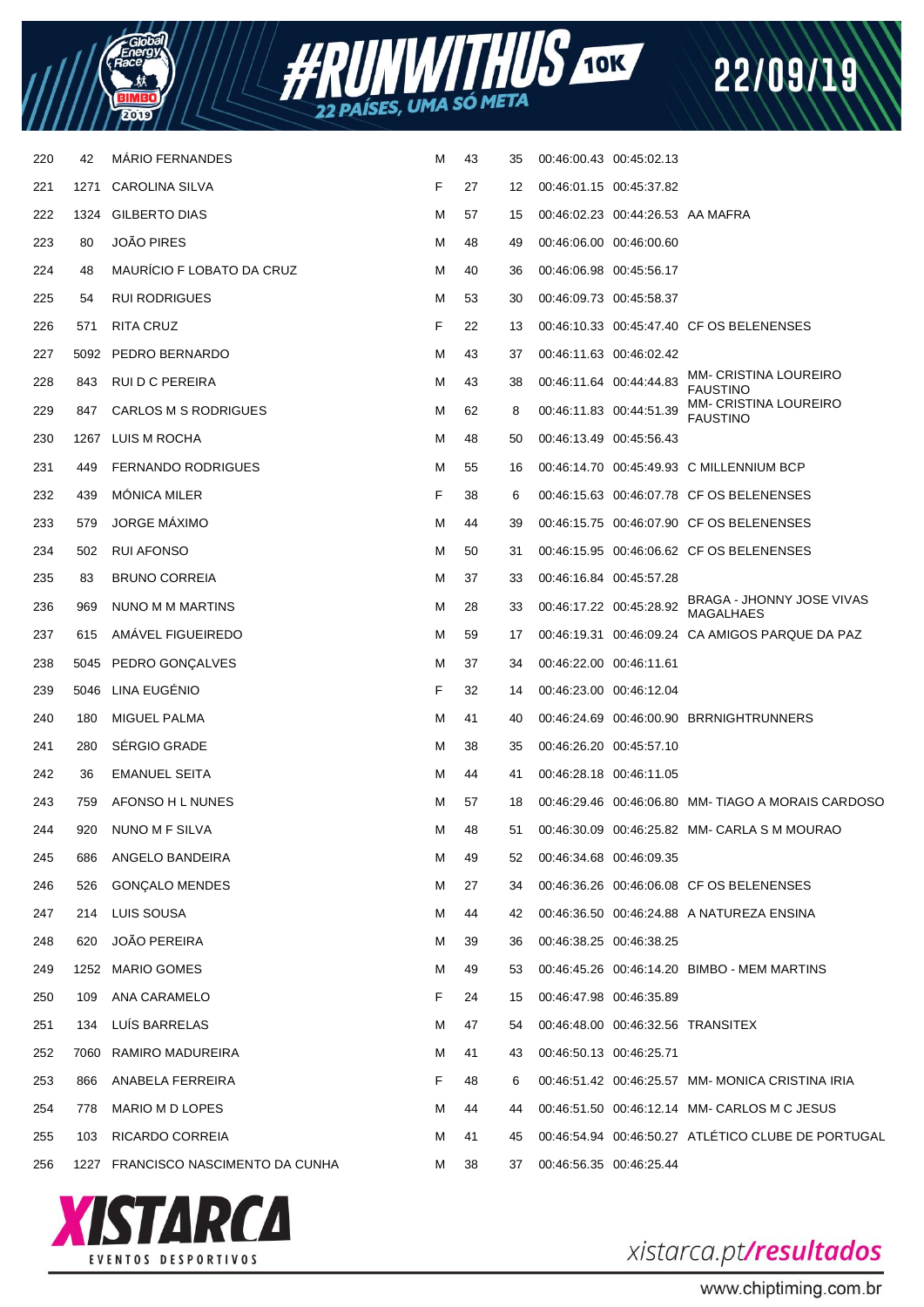| | | | | | | | | |
|---|---|---|---|---|---|---|---|---|
| 220 | 42 | MÁRIO FERNANDES | M | 43 | 35 | 00:46:00.43 | 00:45:02.13 | |
| 221 | 1271 | CAROLINA SILVA | F | 27 | 12 | 00:46:01.15 | 00:45:37.82 | |
| 222 | 1324 | GILBERTO DIAS | M | 57 | 15 | 00:46:02.23 | 00:44:26.53 | AA MAFRA |
| 223 | 80 | JOÃO PIRES | M | 48 | 49 | 00:46:06.00 | 00:46:00.60 | |
| 224 | 48 | MAURÍCIO F LOBATO DA CRUZ | M | 40 | 36 | 00:46:06.98 | 00:45:56.17 | |
| 225 | 54 | RUI RODRIGUES | M | 53 | 30 | 00:46:09.73 | 00:45:58.37 | |
| 226 | 571 | RITA CRUZ | F | 22 | 13 | 00:46:10.33 | 00:45:47.40 | CF OS BELENENSES |
| 227 | 5092 | PEDRO BERNARDO | M | 43 | 37 | 00:46:11.63 | 00:46:02.42 | |
| 228 | 843 | RUI D C PEREIRA | M | 43 | 38 | 00:46:11.64 | 00:44:44.83 | MM- CRISTINA LOUREIRO FAUSTINO |
| 229 | 847 | CARLOS M S RODRIGUES | M | 62 | 8 | 00:46:11.83 | 00:44:51.39 | MM- CRISTINA LOUREIRO FAUSTINO |
| 230 | 1267 | LUIS M ROCHA | M | 48 | 50 | 00:46:13.49 | 00:45:56.43 | |
| 231 | 449 | FERNANDO RODRIGUES | M | 55 | 16 | 00:46:14.70 | 00:45:49.93 | C MILLENNIUM BCP |
| 232 | 439 | MÓNICA MILER | F | 38 | 6 | 00:46:15.63 | 00:46:07.78 | CF OS BELENENSES |
| 233 | 579 | JORGE MÁXIMO | M | 44 | 39 | 00:46:15.75 | 00:46:07.90 | CF OS BELENENSES |
| 234 | 502 | RUI AFONSO | M | 50 | 31 | 00:46:15.95 | 00:46:06.62 | CF OS BELENENSES |
| 235 | 83 | BRUNO CORREIA | M | 37 | 33 | 00:46:16.84 | 00:45:57.28 | |
| 236 | 969 | NUNO M M MARTINS | M | 28 | 33 | 00:46:17.22 | 00:45:28.92 | BRAGA - JHONNY JOSE VIVAS MAGALHAES |
| 237 | 615 | AMÁVEL FIGUEIREDO | M | 59 | 17 | 00:46:19.31 | 00:46:09.24 | CA AMIGOS PARQUE DA PAZ |
| 238 | 5045 | PEDRO GONÇALVES | M | 37 | 34 | 00:46:22.00 | 00:46:11.61 | |
| 239 | 5046 | LINA EUGÉNIO | F | 32 | 14 | 00:46:23.00 | 00:46:12.04 | |
| 240 | 180 | MIGUEL PALMA | M | 41 | 40 | 00:46:24.69 | 00:46:00.90 | BRRNIGHTRUNNERS |
| 241 | 280 | SÉRGIO GRADE | M | 38 | 35 | 00:46:26.20 | 00:45:57.10 | |
| 242 | 36 | EMANUEL SEITA | M | 44 | 41 | 00:46:28.18 | 00:46:11.05 | |
| 243 | 759 | AFONSO H L NUNES | M | 57 | 18 | 00:46:29.46 | 00:46:06.80 | MM- TIAGO A MORAIS CARDOSO |
| 244 | 920 | NUNO M F SILVA | M | 48 | 51 | 00:46:30.09 | 00:46:25.82 | MM- CARLA S M MOURAO |
| 245 | 686 | ANGELO BANDEIRA | M | 49 | 52 | 00:46:34.68 | 00:46:09.35 | |
| 246 | 526 | GONÇALO MENDES | M | 27 | 34 | 00:46:36.26 | 00:46:06.08 | CF OS BELENENSES |
| 247 | 214 | LUIS SOUSA | M | 44 | 42 | 00:46:36.50 | 00:46:24.88 | A NATUREZA ENSINA |
| 248 | 620 | JOÃO PEREIRA | M | 39 | 36 | 00:46:38.25 | 00:46:38.25 | |
| 249 | 1252 | MARIO GOMES | M | 49 | 53 | 00:46:45.26 | 00:46:14.20 | BIMBO - MEM MARTINS |
| 250 | 109 | ANA CARAMELO | F | 24 | 15 | 00:46:47.98 | 00:46:35.89 | |
| 251 | 134 | LUÍS BARRELAS | M | 47 | 54 | 00:46:48.00 | 00:46:32.56 | TRANSITEX |
| 252 | 7060 | RAMIRO MADUREIRA | M | 41 | 43 | 00:46:50.13 | 00:46:25.71 | |
| 253 | 866 | ANABELA FERREIRA | F | 48 | 6 | 00:46:51.42 | 00:46:25.57 | MM- MONICA CRISTINA IRIA |
| 254 | 778 | MARIO M D LOPES | M | 44 | 44 | 00:46:51.50 | 00:46:12.14 | MM- CARLOS M C JESUS |
| 255 | 103 | RICARDO CORREIA | M | 41 | 45 | 00:46:54.94 | 00:46:50.27 | ATLÉTICO CLUBE DE PORTUGAL |
| 256 | 1227 | FRANCISCO NASCIMENTO DA CUNHA | M | 38 | 37 | 00:46:56.35 | 00:46:25.44 | |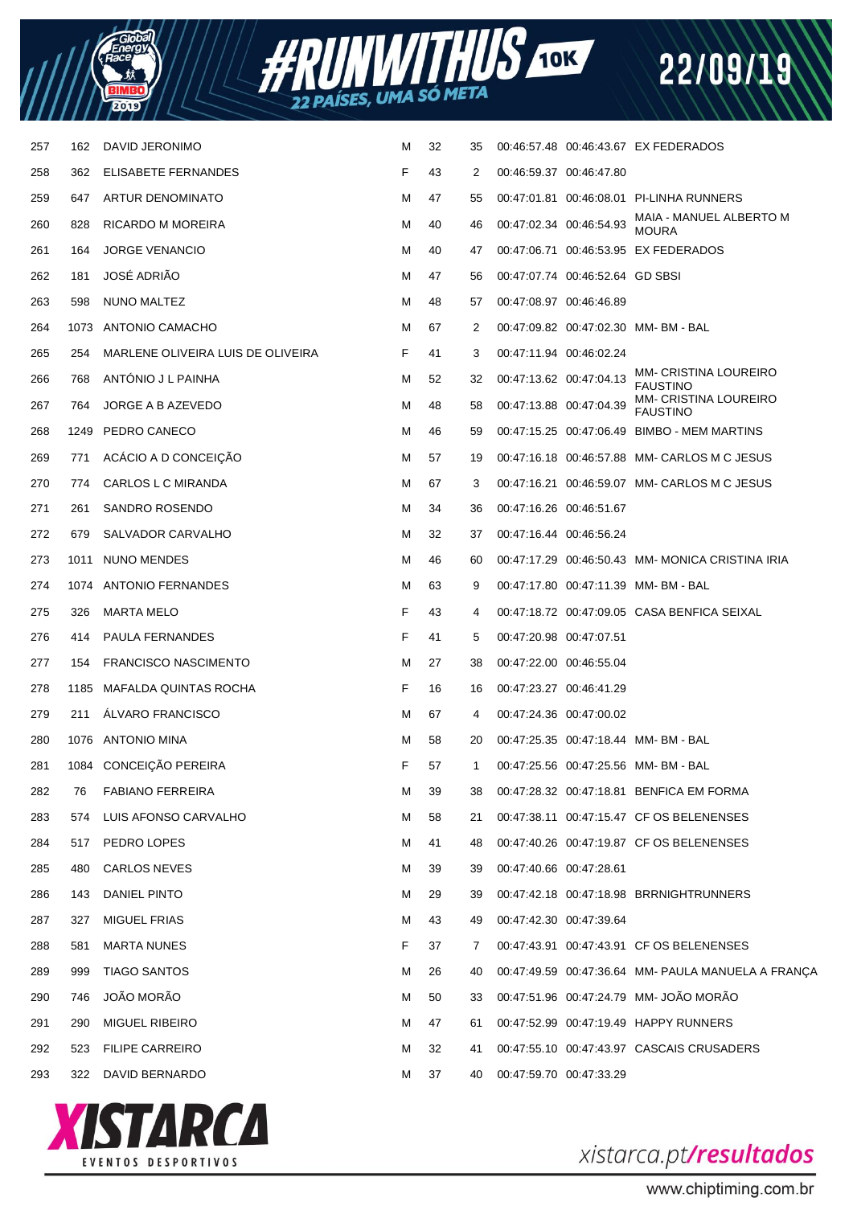| | | | | | | | | |
|---|---|---|---|---|---|---|---|---|
| 257 | 162 | DAVID JERONIMO | M | 32 | 35 | 00:46:57.48 | 00:46:43.67 | EX FEDERADOS |
| 258 | 362 | ELISABETE FERNANDES | F | 43 | 2 | 00:46:59.37 | 00:46:47.80 | |
| 259 | 647 | ARTUR DENOMINATO | M | 47 | 55 | 00:47:01.81 | 00:46:08.01 | PI-LINHA RUNNERS |
| 260 | 828 | RICARDO M MOREIRA | M | 40 | 46 | 00:47:02.34 | 00:46:54.93 | MAIA - MANUEL ALBERTO M MOURA |
| 261 | 164 | JORGE VENANCIO | M | 40 | 47 | 00:47:06.71 | 00:46:53.95 | EX FEDERADOS |
| 262 | 181 | JOSÉ ADRIÃO | M | 47 | 56 | 00:47:07.74 | 00:46:52.64 | GD SBSI |
| 263 | 598 | NUNO MALTEZ | M | 48 | 57 | 00:47:08.97 | 00:46:46.89 | |
| 264 | 1073 | ANTONIO CAMACHO | M | 67 | 2 | 00:47:09.82 | 00:47:02.30 | MM- BM - BAL |
| 265 | 254 | MARLENE OLIVEIRA LUIS DE OLIVEIRA | F | 41 | 3 | 00:47:11.94 | 00:46:02.24 | |
| 266 | 768 | ANTÓNIO J L PAINHA | M | 52 | 32 | 00:47:13.62 | 00:47:04.13 | MM- CRISTINA LOUREIRO FAUSTINO |
| 267 | 764 | JORGE A B AZEVEDO | M | 48 | 58 | 00:47:13.88 | 00:47:04.39 | MM- CRISTINA LOUREIRO FAUSTINO |
| 268 | 1249 | PEDRO CANECO | M | 46 | 59 | 00:47:15.25 | 00:47:06.49 | BIMBO - MEM MARTINS |
| 269 | 771 | ACÁCIO A D CONCEIÇÃO | M | 57 | 19 | 00:47:16.18 | 00:46:57.88 | MM- CARLOS M C JESUS |
| 270 | 774 | CARLOS L C MIRANDA | M | 67 | 3 | 00:47:16.21 | 00:46:59.07 | MM- CARLOS M C JESUS |
| 271 | 261 | SANDRO ROSENDO | M | 34 | 36 | 00:47:16.26 | 00:46:51.67 | |
| 272 | 679 | SALVADOR CARVALHO | M | 32 | 37 | 00:47:16.44 | 00:46:56.24 | |
| 273 | 1011 | NUNO MENDES | M | 46 | 60 | 00:47:17.29 | 00:46:50.43 | MM- MONICA CRISTINA IRIA |
| 274 | 1074 | ANTONIO FERNANDES | M | 63 | 9 | 00:47:17.80 | 00:47:11.39 | MM- BM - BAL |
| 275 | 326 | MARTA MELO | F | 43 | 4 | 00:47:18.72 | 00:47:09.05 | CASA BENFICA SEIXAL |
| 276 | 414 | PAULA FERNANDES | F | 41 | 5 | 00:47:20.98 | 00:47:07.51 | |
| 277 | 154 | FRANCISCO NASCIMENTO | M | 27 | 38 | 00:47:22.00 | 00:46:55.04 | |
| 278 | 1185 | MAFALDA QUINTAS ROCHA | F | 16 | 16 | 00:47:23.27 | 00:46:41.29 | |
| 279 | 211 | ÁLVARO FRANCISCO | M | 67 | 4 | 00:47:24.36 | 00:47:00.02 | |
| 280 | 1076 | ANTONIO MINA | M | 58 | 20 | 00:47:25.35 | 00:47:18.44 | MM- BM - BAL |
| 281 | 1084 | CONCEIÇÃO PEREIRA | F | 57 | 1 | 00:47:25.56 | 00:47:25.56 | MM- BM - BAL |
| 282 | 76 | FABIANO FERREIRA | M | 39 | 38 | 00:47:28.32 | 00:47:18.81 | BENFICA EM FORMA |
| 283 | 574 | LUIS AFONSO CARVALHO | M | 58 | 21 | 00:47:38.11 | 00:47:15.47 | CF OS BELENENSES |
| 284 | 517 | PEDRO LOPES | M | 41 | 48 | 00:47:40.26 | 00:47:19.87 | CF OS BELENENSES |
| 285 | 480 | CARLOS NEVES | M | 39 | 39 | 00:47:40.66 | 00:47:28.61 | |
| 286 | 143 | DANIEL PINTO | M | 29 | 39 | 00:47:42.18 | 00:47:18.98 | BRRNIGHTRUNNERS |
| 287 | 327 | MIGUEL FRIAS | M | 43 | 49 | 00:47:42.30 | 00:47:39.64 | |
| 288 | 581 | MARTA NUNES | F | 37 | 7 | 00:47:43.91 | 00:47:43.91 | CF OS BELENENSES |
| 289 | 999 | TIAGO SANTOS | M | 26 | 40 | 00:47:49.59 | 00:47:36.64 | MM- PAULA MANUELA A FRANÇA |
| 290 | 746 | JOÃO MORÃO | M | 50 | 33 | 00:47:51.96 | 00:47:24.79 | MM- JOÃO MORÃO |
| 291 | 290 | MIGUEL RIBEIRO | M | 47 | 61 | 00:47:52.99 | 00:47:19.49 | HAPPY RUNNERS |
| 292 | 523 | FILIPE CARREIRO | M | 32 | 41 | 00:47:55.10 | 00:47:43.97 | CASCAIS CRUSADERS |
| 293 | 322 | DAVID BERNARDO | M | 37 | 40 | 00:47:59.70 | 00:47:33.29 | |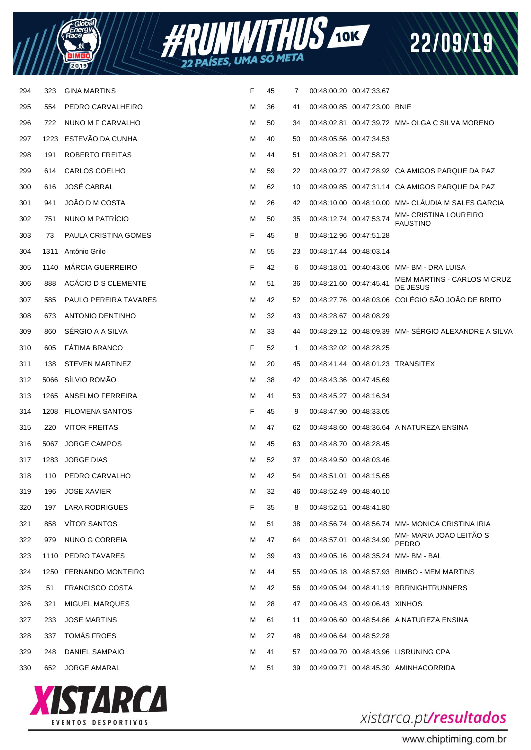| | | | | | | | | |
|---|---|---|---|---|---|---|---|---|
| 294 | 323 | GINA MARTINS | F | 45 | 7 | 00:48:00.20 | 00:47:33.67 | |
| 295 | 554 | PEDRO CARVALHEIRO | M | 36 | 41 | 00:48:00.85 | 00:47:23.00 | BNIE |
| 296 | 722 | NUNO M F CARVALHO | M | 50 | 34 | 00:48:02.81 | 00:47:39.72 | MM- OLGA C SILVA MORENO |
| 297 | 1223 | ESTEVÃO DA CUNHA | M | 40 | 50 | 00:48:05.56 | 00:47:34.53 | |
| 298 | 191 | ROBERTO FREITAS | M | 44 | 51 | 00:48:08.21 | 00:47:58.77 | |
| 299 | 614 | CARLOS COELHO | M | 59 | 22 | 00:48:09.27 | 00:47:28.92 | CA AMIGOS PARQUE DA PAZ |
| 300 | 616 | JOSÉ CABRAL | M | 62 | 10 | 00:48:09.85 | 00:47:31.14 | CA AMIGOS PARQUE DA PAZ |
| 301 | 941 | JOÃO D M COSTA | M | 26 | 42 | 00:48:10.00 | 00:48:10.00 | MM- CLÁUDIA M SALES GARCIA |
| 302 | 751 | NUNO M PATRÍCIO | M | 50 | 35 | 00:48:12.74 | 00:47:53.74 | MM- CRISTINA LOUREIRO FAUSTINO |
| 303 | 73 | PAULA CRISTINA GOMES | F | 45 | 8 | 00:48:12.96 | 00:47:51.28 | |
| 304 | 1311 | Antônio Grilo | M | 55 | 23 | 00:48:17.44 | 00:48:03.14 | |
| 305 | 1140 | MÁRCIA GUERREIRO | F | 42 | 6 | 00:48:18.01 | 00:40:43.06 | MM- BM - DRA LUISA |
| 306 | 888 | ACÁCIO D S CLEMENTE | M | 51 | 36 | 00:48:21.60 | 00:47:45.41 | MEM MARTINS - CARLOS M CRUZ DE JESUS |
| 307 | 585 | PAULO PEREIRA TAVARES | M | 42 | 52 | 00:48:27.76 | 00:48:03.06 | COLÉGIO SÃO JOÃO DE BRITO |
| 308 | 673 | ANTONIO DENTINHO | M | 32 | 43 | 00:48:28.67 | 00:48:08.29 | |
| 309 | 860 | SÉRGIO A A SILVA | M | 33 | 44 | 00:48:29.12 | 00:48:09.39 | MM- SÉRGIO ALEXANDRE A SILVA |
| 310 | 605 | FÁTIMA BRANCO | F | 52 | 1 | 00:48:32.02 | 00:48:28.25 | |
| 311 | 138 | STEVEN MARTINEZ | M | 20 | 45 | 00:48:41.44 | 00:48:01.23 | TRANSITEX |
| 312 | 5066 | SÍLVIO ROMÃO | M | 38 | 42 | 00:48:43.36 | 00:47:45.69 | |
| 313 | 1265 | ANSELMO FERREIRA | M | 41 | 53 | 00:48:45.27 | 00:48:16.34 | |
| 314 | 1208 | FILOMENA SANTOS | F | 45 | 9 | 00:48:47.90 | 00:48:33.05 | |
| 315 | 220 | VITOR FREITAS | M | 47 | 62 | 00:48:48.60 | 00:48:36.64 | A NATUREZA ENSINA |
| 316 | 5067 | JORGE CAMPOS | M | 45 | 63 | 00:48:48.70 | 00:48:28.45 | |
| 317 | 1283 | JORGE DIAS | M | 52 | 37 | 00:48:49.50 | 00:48:03.46 | |
| 318 | 110 | PEDRO CARVALHO | M | 42 | 54 | 00:48:51.01 | 00:48:15.65 | |
| 319 | 196 | JOSE XAVIER | M | 32 | 46 | 00:48:52.49 | 00:48:40.10 | |
| 320 | 197 | LARA RODRIGUES | F | 35 | 8 | 00:48:52.51 | 00:48:41.80 | |
| 321 | 858 | VÍTOR SANTOS | M | 51 | 38 | 00:48:56.74 | 00:48:56.74 | MM- MONICA CRISTINA IRIA |
| 322 | 979 | NUNO G CORREIA | M | 47 | 64 | 00:48:57.01 | 00:48:34.90 | MM- MARIA JOAO LEITÃO S PEDRO |
| 323 | 1110 | PEDRO TAVARES | M | 39 | 43 | 00:49:05.16 | 00:48:35.24 | MM- BM - BAL |
| 324 | 1250 | FERNANDO MONTEIRO | M | 44 | 55 | 00:49:05.18 | 00:48:57.93 | BIMBO - MEM MARTINS |
| 325 | 51 | FRANCISCO COSTA | M | 42 | 56 | 00:49:05.94 | 00:48:41.19 | BRRNIGHTRUNNERS |
| 326 | 321 | MIGUEL MARQUES | M | 28 | 47 | 00:49:06.43 | 00:49:06.43 | XINHOS |
| 327 | 233 | JOSE MARTINS | M | 61 | 11 | 00:49:06.60 | 00:48:54.86 | A NATUREZA ENSINA |
| 328 | 337 | TOMÁS FROES | M | 27 | 48 | 00:49:06.64 | 00:48:52.28 | |
| 329 | 248 | DANIEL SAMPAIO | M | 41 | 57 | 00:49:09.70 | 00:48:43.96 | LISRUNING CPA |
| 330 | 652 | JORGE AMARAL | M | 51 | 39 | 00:49:09.71 | 00:48:45.30 | AMINHACORRIDA |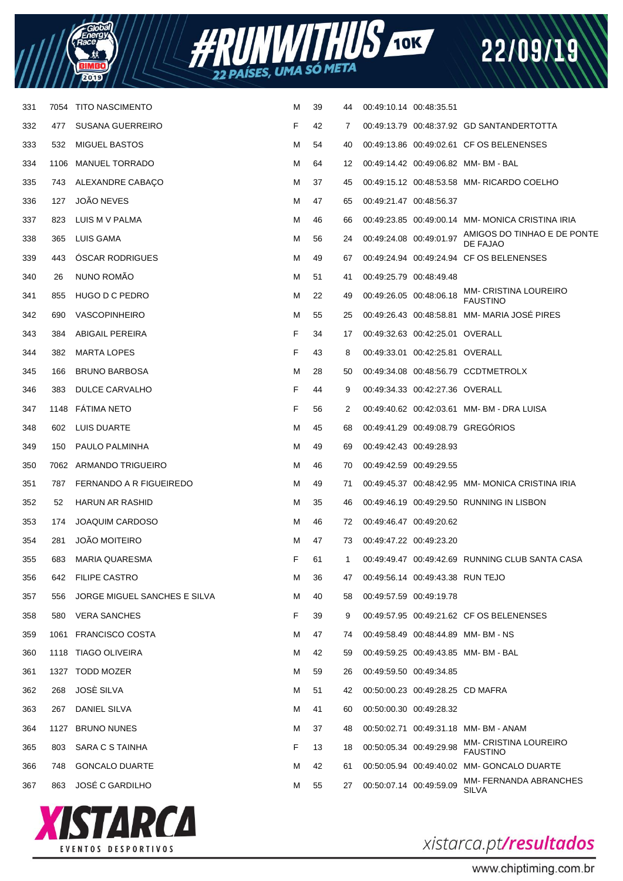| | | | | | | | | |
|---|---|---|---|---|---|---|---|---|
| 331 | 7054 | TITO NASCIMENTO | M | 39 | 44 | 00:49:10.14 | 00:48:35.51 | |
| 332 | 477 | SUSANA GUERREIRO | F | 42 | 7 | 00:49:13.79 | 00:48:37.92 | GD SANTANDERTOTTA |
| 333 | 532 | MIGUEL BASTOS | M | 54 | 40 | 00:49:13.86 | 00:49:02.61 | CF OS BELENENSES |
| 334 | 1106 | MANUEL TORRADO | M | 64 | 12 | 00:49:14.42 | 00:49:06.82 | MM- BM - BAL |
| 335 | 743 | ALEXANDRE CABAÇO | M | 37 | 45 | 00:49:15.12 | 00:48:53.58 | MM- RICARDO COELHO |
| 336 | 127 | JOÃO NEVES | M | 47 | 65 | 00:49:21.47 | 00:48:56.37 | |
| 337 | 823 | LUIS M V PALMA | M | 46 | 66 | 00:49:23.85 | 00:49:00.14 | MM- MONICA CRISTINA IRIA |
| 338 | 365 | LUIS GAMA | M | 56 | 24 | 00:49:24.08 | 00:49:01.97 | AMIGOS DO TINHAO E DE PONTE DE FAJAO |
| 339 | 443 | ÓSCAR RODRIGUES | M | 49 | 67 | 00:49:24.94 | 00:49:24.94 | CF OS BELENENSES |
| 340 | 26 | NUNO ROMÃO | M | 51 | 41 | 00:49:25.79 | 00:48:49.48 | |
| 341 | 855 | HUGO D C PEDRO | M | 22 | 49 | 00:49:26.05 | 00:48:06.18 | MM- CRISTINA LOUREIRO FAUSTINO |
| 342 | 690 | VASCOPINHEIRO | M | 55 | 25 | 00:49:26.43 | 00:48:58.81 | MM- MARIA JOSÉ PIRES |
| 343 | 384 | ABIGAIL PEREIRA | F | 34 | 17 | 00:49:32.63 | 00:42:25.01 | OVERALL |
| 344 | 382 | MARTA LOPES | F | 43 | 8 | 00:49:33.01 | 00:42:25.81 | OVERALL |
| 345 | 166 | BRUNO BARBOSA | M | 28 | 50 | 00:49:34.08 | 00:48:56.79 | CCDTMETROLX |
| 346 | 383 | DULCE CARVALHO | F | 44 | 9 | 00:49:34.33 | 00:42:27.36 | OVERALL |
| 347 | 1148 | FÁTIMA NETO | F | 56 | 2 | 00:49:40.62 | 00:42:03.61 | MM- BM - DRA LUISA |
| 348 | 602 | LUIS DUARTE | M | 45 | 68 | 00:49:41.29 | 00:49:08.79 | GREGÓRIOS |
| 349 | 150 | PAULO PALMINHA | M | 49 | 69 | 00:49:42.43 | 00:49:28.93 | |
| 350 | 7062 | ARMANDO TRIGUEIRO | M | 46 | 70 | 00:49:42.59 | 00:49:29.55 | |
| 351 | 787 | FERNANDO A R FIGUEIREDO | M | 49 | 71 | 00:49:45.37 | 00:48:42.95 | MM- MONICA CRISTINA IRIA |
| 352 | 52 | HARUN AR RASHID | M | 35 | 46 | 00:49:46.19 | 00:49:29.50 | RUNNING IN LISBON |
| 353 | 174 | JOAQUIM CARDOSO | M | 46 | 72 | 00:49:46.47 | 00:49:20.62 | |
| 354 | 281 | JOÃO MOITEIRO | M | 47 | 73 | 00:49:47.22 | 00:49:23.20 | |
| 355 | 683 | MARIA QUARESMA | F | 61 | 1 | 00:49:49.47 | 00:49:42.69 | RUNNING CLUB SANTA CASA |
| 356 | 642 | FILIPE CASTRO | M | 36 | 47 | 00:49:56.14 | 00:49:43.38 | RUN TEJO |
| 357 | 556 | JORGE MIGUEL SANCHES E SILVA | M | 40 | 58 | 00:49:57.59 | 00:49:19.78 | |
| 358 | 580 | VERA SANCHES | F | 39 | 9 | 00:49:57.95 | 00:49:21.62 | CF OS BELENENSES |
| 359 | 1061 | FRANCISCO COSTA | M | 47 | 74 | 00:49:58.49 | 00:48:44.89 | MM- BM - NS |
| 360 | 1118 | TIAGO OLIVEIRA | M | 42 | 59 | 00:49:59.25 | 00:49:43.85 | MM- BM - BAL |
| 361 | 1327 | TODD MOZER | M | 59 | 26 | 00:49:59.50 | 00:49:34.85 | |
| 362 | 268 | JOSÈ SILVA | M | 51 | 42 | 00:50:00.23 | 00:49:28.25 | CD MAFRA |
| 363 | 267 | DANIEL SILVA | M | 41 | 60 | 00:50:00.30 | 00:49:28.32 | |
| 364 | 1127 | BRUNO NUNES | M | 37 | 48 | 00:50:02.71 | 00:49:31.18 | MM- BM - ANAM |
| 365 | 803 | SARA C S TAINHA | F | 13 | 18 | 00:50:05.34 | 00:49:29.98 | MM- CRISTINA LOUREIRO FAUSTINO |
| 366 | 748 | GONCALO DUARTE | M | 42 | 61 | 00:50:05.94 | 00:49:40.02 | MM- GONCALO DUARTE |
| 367 | 863 | JOSÉ C GARDILHO | M | 55 | 27 | 00:50:07.14 | 00:49:59.09 | MM- FERNANDA ABRANCHES SILVA |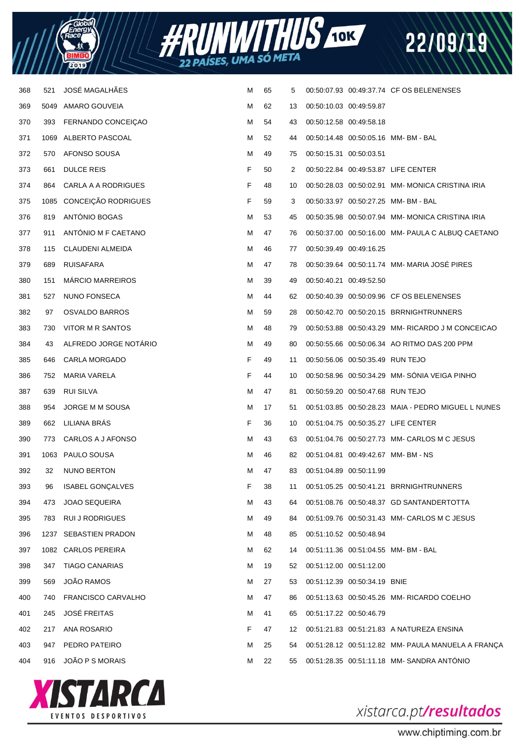| | | | | | | | | |
|---|---|---|---|---|---|---|---|---|
| 368 | 521 | JOSÉ MAGALHÃES | M | 65 | 5 | 00:50:07.93 | 00:49:37.74 | CF OS BELENENSES |
| 369 | 5049 | AMARO GOUVEIA | M | 62 | 13 | 00:50:10.03 | 00:49:59.87 | |
| 370 | 393 | FERNANDO CONCEIÇAO | M | 54 | 43 | 00:50:12.58 | 00:49:58.18 | |
| 371 | 1069 | ALBERTO PASCOAL | M | 52 | 44 | 00:50:14.48 | 00:50:05.16 | MM- BM - BAL |
| 372 | 570 | AFONSO SOUSA | M | 49 | 75 | 00:50:15.31 | 00:50:03.51 | |
| 373 | 661 | DULCE REIS | F | 50 | 2 | 00:50:22.84 | 00:49:53.87 | LIFE CENTER |
| 374 | 864 | CARLA A A RODRIGUES | F | 48 | 10 | 00:50:28.03 | 00:50:02.91 | MM- MONICA CRISTINA IRIA |
| 375 | 1085 | CONCEIÇÃO RODRIGUES | F | 59 | 3 | 00:50:33.97 | 00:50:27.25 | MM- BM - BAL |
| 376 | 819 | ANTÓNIO BOGAS | M | 53 | 45 | 00:50:35.98 | 00:50:07.94 | MM- MONICA CRISTINA IRIA |
| 377 | 911 | ANTÓNIO M F CAETANO | M | 47 | 76 | 00:50:37.00 | 00:50:16.00 | MM- PAULA C ALBUQ CAETANO |
| 378 | 115 | CLAUDENI ALMEIDA | M | 46 | 77 | 00:50:39.49 | 00:49:16.25 | |
| 379 | 689 | RUISAFARA | M | 47 | 78 | 00:50:39.64 | 00:50:11.74 | MM- MARIA JOSÉ PIRES |
| 380 | 151 | MÁRCIO MARREIROS | M | 39 | 49 | 00:50:40.21 | 00:49:52.50 | |
| 381 | 527 | NUNO FONSECA | M | 44 | 62 | 00:50:40.39 | 00:50:09.96 | CF OS BELENENSES |
| 382 | 97 | OSVALDO BARROS | M | 59 | 28 | 00:50:42.70 | 00:50:20.15 | BRRNIGHTRUNNERS |
| 383 | 730 | VITOR M R SANTOS | M | 48 | 79 | 00:50:53.88 | 00:50:43.29 | MM- RICARDO J M CONCEICAO |
| 384 | 43 | ALFREDO JORGE NOTÁRIO | M | 49 | 80 | 00:50:55.66 | 00:50:06.34 | AO RITMO DAS 200 PPM |
| 385 | 646 | CARLA MORGADO | F | 49 | 11 | 00:50:56.06 | 00:50:35.49 | RUN TEJO |
| 386 | 752 | MARIA VARELA | F | 44 | 10 | 00:50:58.96 | 00:50:34.29 | MM- SÓNIA VEIGA PINHO |
| 387 | 639 | RUI SILVA | M | 47 | 81 | 00:50:59.20 | 00:50:47.68 | RUN TEJO |
| 388 | 954 | JORGE M M SOUSA | M | 17 | 51 | 00:51:03.85 | 00:50:28.23 | MAIA - PEDRO MIGUEL L NUNES |
| 389 | 662 | LILIANA BRÁS | F | 36 | 10 | 00:51:04.75 | 00:50:35.27 | LIFE CENTER |
| 390 | 773 | CARLOS A J AFONSO | M | 43 | 63 | 00:51:04.76 | 00:50:27.73 | MM- CARLOS M C JESUS |
| 391 | 1063 | PAULO SOUSA | M | 46 | 82 | 00:51:04.81 | 00:49:42.67 | MM- BM - NS |
| 392 | 32 | NUNO BERTON | M | 47 | 83 | 00:51:04.89 | 00:50:11.99 | |
| 393 | 96 | ISABEL GONÇALVES | F | 38 | 11 | 00:51:05.25 | 00:50:41.21 | BRRNIGHTRUNNERS |
| 394 | 473 | JOAO SEQUEIRA | M | 43 | 64 | 00:51:08.76 | 00:50:48.37 | GD SANTANDERTOTTA |
| 395 | 783 | RUI J RODRIGUES | M | 49 | 84 | 00:51:09.76 | 00:50:31.43 | MM- CARLOS M C JESUS |
| 396 | 1237 | SEBASTIEN PRADON | M | 48 | 85 | 00:51:10.52 | 00:50:48.94 | |
| 397 | 1082 | CARLOS PEREIRA | M | 62 | 14 | 00:51:11.36 | 00:51:04.55 | MM- BM - BAL |
| 398 | 347 | TIAGO CANARIAS | M | 19 | 52 | 00:51:12.00 | 00:51:12.00 | |
| 399 | 569 | JOÃO RAMOS | M | 27 | 53 | 00:51:12.39 | 00:50:34.19 | BNIE |
| 400 | 740 | FRANCISCO CARVALHO | M | 47 | 86 | 00:51:13.63 | 00:50:45.26 | MM- RICARDO COELHO |
| 401 | 245 | JOSÉ FREITAS | M | 41 | 65 | 00:51:17.22 | 00:50:46.79 | |
| 402 | 217 | ANA ROSARIO | F | 47 | 12 | 00:51:21.83 | 00:51:21.83 | A NATUREZA ENSINA |
| 403 | 947 | PEDRO PATEIRO | M | 25 | 54 | 00:51:28.12 | 00:51:12.82 | MM- PAULA MANUELA A FRANÇA |
| 404 | 916 | JOÃO P S MORAIS | M | 22 | 55 | 00:51:28.35 | 00:51:11.18 | MM- SANDRA ANTÓNIO |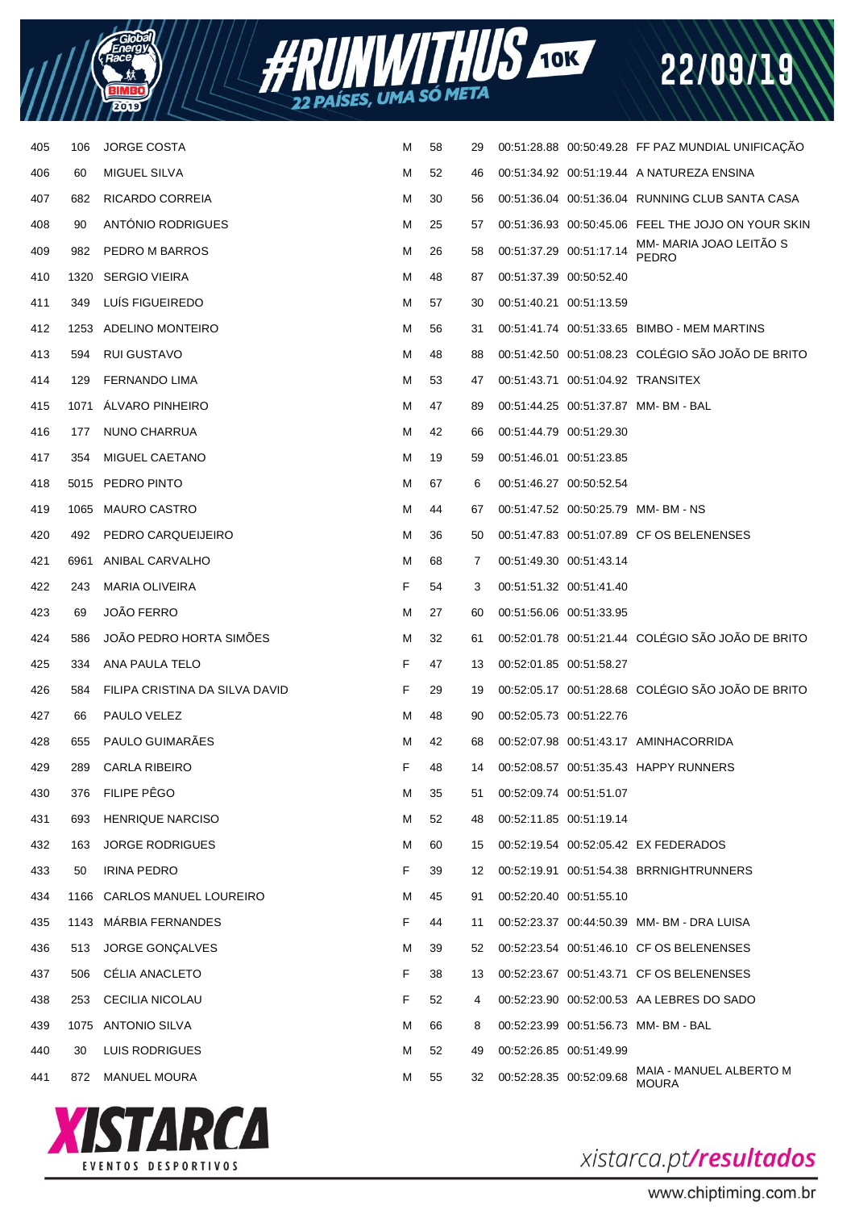| | | | | | | | | |
|---|---|---|---|---|---|---|---|---|
| 405 | 106 | JORGE COSTA | M | 58 | 29 | 00:51:28.88 | 00:50:49.28 | FF PAZ MUNDIAL UNIFICAÇÃO |
| 406 | 60 | MIGUEL SILVA | M | 52 | 46 | 00:51:34.92 | 00:51:19.44 | A NATUREZA ENSINA |
| 407 | 682 | RICARDO CORREIA | M | 30 | 56 | 00:51:36.04 | 00:51:36.04 | RUNNING CLUB SANTA CASA |
| 408 | 90 | ANTÓNIO RODRIGUES | M | 25 | 57 | 00:51:36.93 | 00:50:45.06 | FEEL THE JOJO ON YOUR SKIN |
| 409 | 982 | PEDRO M BARROS | M | 26 | 58 | 00:51:37.29 | 00:51:17.14 | MM- MARIA JOAO LEITÃO S PEDRO |
| 410 | 1320 | SERGIO VIEIRA | M | 48 | 87 | 00:51:37.39 | 00:50:52.40 | |
| 411 | 349 | LUÍS FIGUEIREDO | M | 57 | 30 | 00:51:40.21 | 00:51:13.59 | |
| 412 | 1253 | ADELINO MONTEIRO | M | 56 | 31 | 00:51:41.74 | 00:51:33.65 | BIMBO - MEM MARTINS |
| 413 | 594 | RUI GUSTAVO | M | 48 | 88 | 00:51:42.50 | 00:51:08.23 | COLÉGIO SÃO JOÃO DE BRITO |
| 414 | 129 | FERNANDO LIMA | M | 53 | 47 | 00:51:43.71 | 00:51:04.92 | TRANSITEX |
| 415 | 1071 | ÁLVARO PINHEIRO | M | 47 | 89 | 00:51:44.25 | 00:51:37.87 | MM- BM - BAL |
| 416 | 177 | NUNO CHARRUA | M | 42 | 66 | 00:51:44.79 | 00:51:29.30 | |
| 417 | 354 | MIGUEL CAETANO | M | 19 | 59 | 00:51:46.01 | 00:51:23.85 | |
| 418 | 5015 | PEDRO PINTO | M | 67 | 6 | 00:51:46.27 | 00:50:52.54 | |
| 419 | 1065 | MAURO CASTRO | M | 44 | 67 | 00:51:47.52 | 00:50:25.79 | MM- BM - NS |
| 420 | 492 | PEDRO CARQUEIJEIRO | M | 36 | 50 | 00:51:47.83 | 00:51:07.89 | CF OS BELENENSES |
| 421 | 6961 | ANIBAL CARVALHO | M | 68 | 7 | 00:51:49.30 | 00:51:43.14 | |
| 422 | 243 | MARIA OLIVEIRA | F | 54 | 3 | 00:51:51.32 | 00:51:41.40 | |
| 423 | 69 | JOÃO FERRO | M | 27 | 60 | 00:51:56.06 | 00:51:33.95 | |
| 424 | 586 | JOÃO PEDRO HORTA SIMÕES | M | 32 | 61 | 00:52:01.78 | 00:51:21.44 | COLÉGIO SÃO JOÃO DE BRITO |
| 425 | 334 | ANA PAULA TELO | F | 47 | 13 | 00:52:01.85 | 00:51:58.27 | |
| 426 | 584 | FILIPA CRISTINA DA SILVA DAVID | F | 29 | 19 | 00:52:05.17 | 00:51:28.68 | COLÉGIO SÃO JOÃO DE BRITO |
| 427 | 66 | PAULO VELEZ | M | 48 | 90 | 00:52:05.73 | 00:51:22.76 | |
| 428 | 655 | PAULO GUIMARÃES | M | 42 | 68 | 00:52:07.98 | 00:51:43.17 | AMINHACORRIDA |
| 429 | 289 | CARLA RIBEIRO | F | 48 | 14 | 00:52:08.57 | 00:51:35.43 | HAPPY RUNNERS |
| 430 | 376 | FILIPE PÊGO | M | 35 | 51 | 00:52:09.74 | 00:51:51.07 | |
| 431 | 693 | HENRIQUE NARCISO | M | 52 | 48 | 00:52:11.85 | 00:51:19.14 | |
| 432 | 163 | JORGE RODRIGUES | M | 60 | 15 | 00:52:19.54 | 00:52:05.42 | EX FEDERADOS |
| 433 | 50 | IRINA PEDRO | F | 39 | 12 | 00:52:19.91 | 00:51:54.38 | BRRNIGHTRUNNERS |
| 434 | 1166 | CARLOS MANUEL LOUREIRO | M | 45 | 91 | 00:52:20.40 | 00:51:55.10 | |
| 435 | 1143 | MÁRBIA FERNANDES | F | 44 | 11 | 00:52:23.37 | 00:44:50.39 | MM- BM - DRA LUISA |
| 436 | 513 | JORGE GONÇALVES | M | 39 | 52 | 00:52:23.54 | 00:51:46.10 | CF OS BELENENSES |
| 437 | 506 | CÉLIA ANACLETO | F | 38 | 13 | 00:52:23.67 | 00:51:43.71 | CF OS BELENENSES |
| 438 | 253 | CECILIA NICOLAU | F | 52 | 4 | 00:52:23.90 | 00:52:00.53 | AA LEBRES DO SADO |
| 439 | 1075 | ANTONIO SILVA | M | 66 | 8 | 00:52:23.99 | 00:51:56.73 | MM- BM - BAL |
| 440 | 30 | LUIS RODRIGUES | M | 52 | 49 | 00:52:26.85 | 00:51:49.99 | |
| 441 | 872 | MANUEL MOURA | M | 55 | 32 | 00:52:28.35 | 00:52:09.68 | MAIA - MANUEL ALBERTO M MOURA |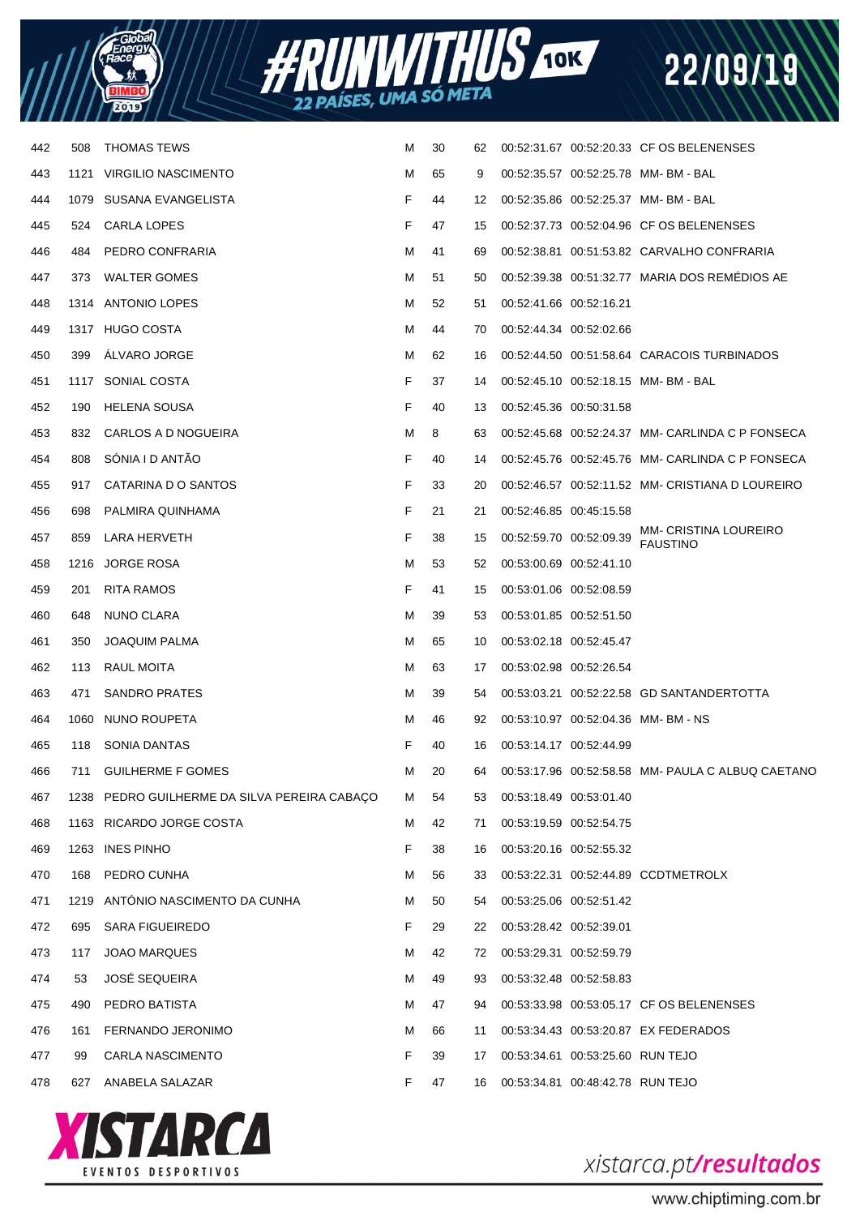| | | | | | | | | |
|---|---|---|---|---|---|---|---|---|
| 442 | 508 | THOMAS TEWS | M | 30 | 62 | 00:52:31.67 | 00:52:20.33 | CF OS BELENENSES |
| 443 | 1121 | VIRGILIO NASCIMENTO | M | 65 | 9 | 00:52:35.57 | 00:52:25.78 | MM- BM - BAL |
| 444 | 1079 | SUSANA EVANGELISTA | F | 44 | 12 | 00:52:35.86 | 00:52:25.37 | MM- BM - BAL |
| 445 | 524 | CARLA LOPES | F | 47 | 15 | 00:52:37.73 | 00:52:04.96 | CF OS BELENENSES |
| 446 | 484 | PEDRO CONFRARIA | M | 41 | 69 | 00:52:38.81 | 00:51:53.82 | CARVALHO CONFRARIA |
| 447 | 373 | WALTER GOMES | M | 51 | 50 | 00:52:39.38 | 00:51:32.77 | MARIA DOS REMÉDIOS AE |
| 448 | 1314 | ANTONIO LOPES | M | 52 | 51 | 00:52:41.66 | 00:52:16.21 | |
| 449 | 1317 | HUGO COSTA | M | 44 | 70 | 00:52:44.34 | 00:52:02.66 | |
| 450 | 399 | ÁLVARO JORGE | M | 62 | 16 | 00:52:44.50 | 00:51:58.64 | CARACOIS TURBINADOS |
| 451 | 1117 | SONIAL COSTA | F | 37 | 14 | 00:52:45.10 | 00:52:18.15 | MM- BM - BAL |
| 452 | 190 | HELENA SOUSA | F | 40 | 13 | 00:52:45.36 | 00:50:31.58 | |
| 453 | 832 | CARLOS A D NOGUEIRA | M | 8 | 63 | 00:52:45.68 | 00:52:24.37 | MM- CARLINDA C P FONSECA |
| 454 | 808 | SÓNIA I D ANTÃO | F | 40 | 14 | 00:52:45.76 | 00:52:45.76 | MM- CARLINDA C P FONSECA |
| 455 | 917 | CATARINA D O SANTOS | F | 33 | 20 | 00:52:46.57 | 00:52:11.52 | MM- CRISTIANA D LOUREIRO |
| 456 | 698 | PALMIRA QUINHAMA | F | 21 | 21 | 00:52:46.85 | 00:45:15.58 | |
| 457 | 859 | LARA HERVETH | F | 38 | 15 | 00:52:59.70 | 00:52:09.39 | MM- CRISTINA LOUREIRO FAUSTINO |
| 458 | 1216 | JORGE ROSA | M | 53 | 52 | 00:53:00.69 | 00:52:41.10 | |
| 459 | 201 | RITA RAMOS | F | 41 | 15 | 00:53:01.06 | 00:52:08.59 | |
| 460 | 648 | NUNO CLARA | M | 39 | 53 | 00:53:01.85 | 00:52:51.50 | |
| 461 | 350 | JOAQUIM PALMA | M | 65 | 10 | 00:53:02.18 | 00:52:45.47 | |
| 462 | 113 | RAUL MOITA | M | 63 | 17 | 00:53:02.98 | 00:52:26.54 | |
| 463 | 471 | SANDRO PRATES | M | 39 | 54 | 00:53:03.21 | 00:52:22.58 | GD SANTANDERTOTTA |
| 464 | 1060 | NUNO ROUPETA | M | 46 | 92 | 00:53:10.97 | 00:52:04.36 | MM- BM - NS |
| 465 | 118 | SONIA DANTAS | F | 40 | 16 | 00:53:14.17 | 00:52:44.99 | |
| 466 | 711 | GUILHERME F GOMES | M | 20 | 64 | 00:53:17.96 | 00:52:58.58 | MM- PAULA C ALBUQ CAETANO |
| 467 | 1238 | PEDRO GUILHERME DA SILVA PEREIRA CABAÇO | M | 54 | 53 | 00:53:18.49 | 00:53:01.40 | |
| 468 | 1163 | RICARDO JORGE COSTA | M | 42 | 71 | 00:53:19.59 | 00:52:54.75 | |
| 469 | 1263 | INES PINHO | F | 38 | 16 | 00:53:20.16 | 00:52:55.32 | |
| 470 | 168 | PEDRO CUNHA | M | 56 | 33 | 00:53:22.31 | 00:52:44.89 | CCDTMETROLX |
| 471 | 1219 | ANTÓNIO NASCIMENTO DA CUNHA | M | 50 | 54 | 00:53:25.06 | 00:52:51.42 | |
| 472 | 695 | SARA FIGUEIREDO | F | 29 | 22 | 00:53:28.42 | 00:52:39.01 | |
| 473 | 117 | JOAO MARQUES | M | 42 | 72 | 00:53:29.31 | 00:52:59.79 | |
| 474 | 53 | JOSÉ SEQUEIRA | M | 49 | 93 | 00:53:32.48 | 00:52:58.83 | |
| 475 | 490 | PEDRO BATISTA | M | 47 | 94 | 00:53:33.98 | 00:53:05.17 | CF OS BELENENSES |
| 476 | 161 | FERNANDO JERONIMO | M | 66 | 11 | 00:53:34.43 | 00:53:20.87 | EX FEDERADOS |
| 477 | 99 | CARLA NASCIMENTO | F | 39 | 17 | 00:53:34.61 | 00:53:25.60 | RUN TEJO |
| 478 | 627 | ANABELA SALAZAR | F | 47 | 16 | 00:53:34.81 | 00:48:42.78 | RUN TEJO |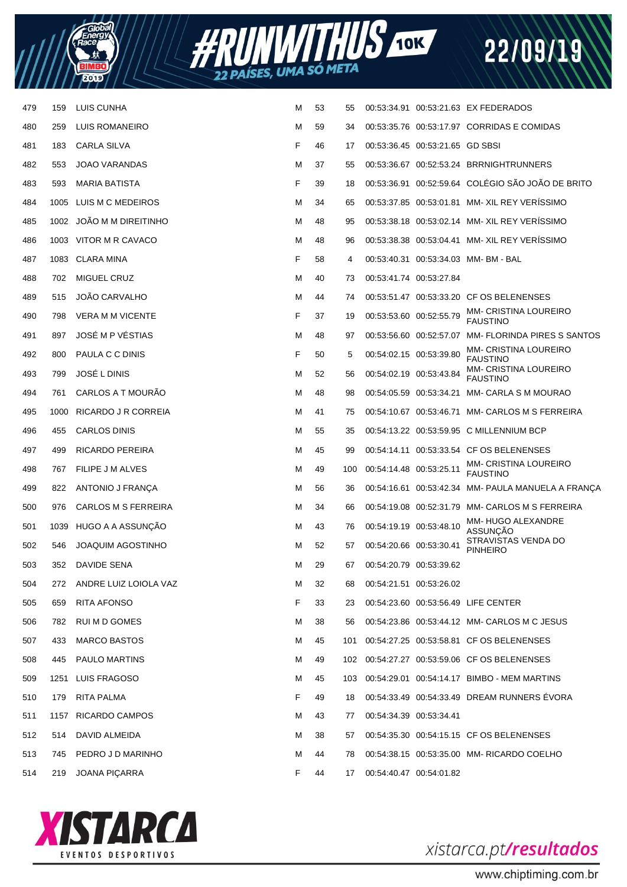| | | | | | | | | |
|---|---|---|---|---|---|---|---|---|
| 479 | 159 | LUIS CUNHA | M | 53 | 55 | 00:53:34.91 | 00:53:21.63 | EX FEDERADOS |
| 480 | 259 | LUIS ROMANEIRO | M | 59 | 34 | 00:53:35.76 | 00:53:17.97 | CORRIDAS E COMIDAS |
| 481 | 183 | CARLA SILVA | F | 46 | 17 | 00:53:36.45 | 00:53:21.65 | GD SBSI |
| 482 | 553 | JOAO VARANDAS | M | 37 | 55 | 00:53:36.67 | 00:52:53.24 | BRRNIGHTRUNNERS |
| 483 | 593 | MARIA BATISTA | F | 39 | 18 | 00:53:36.91 | 00:52:59.64 | COLÉGIO SÃO JOÃO DE BRITO |
| 484 | 1005 | LUIS M C MEDEIROS | M | 34 | 65 | 00:53:37.85 | 00:53:01.81 | MM- XIL REY VERÍSSIMO |
| 485 | 1002 | JOÃO M M DIREITINHO | M | 48 | 95 | 00:53:38.18 | 00:53:02.14 | MM- XIL REY VERÍSSIMO |
| 486 | 1003 | VITOR M R CAVACO | M | 48 | 96 | 00:53:38.38 | 00:53:04.41 | MM- XIL REY VERÍSSIMO |
| 487 | 1083 | CLARA MINA | F | 58 | 4 | 00:53:40.31 | 00:53:34.03 | MM- BM - BAL |
| 488 | 702 | MIGUEL CRUZ | M | 40 | 73 | 00:53:41.74 | 00:53:27.84 | |
| 489 | 515 | JOÃO CARVALHO | M | 44 | 74 | 00:53:51.47 | 00:53:33.20 | CF OS BELENENSES |
| 490 | 798 | VERA M M VICENTE | F | 37 | 19 | 00:53:53.60 | 00:52:55.79 | MM- CRISTINA LOUREIRO FAUSTINO |
| 491 | 897 | JOSÉ M P VÉSTIAS | M | 48 | 97 | 00:53:56.60 | 00:52:57.07 | MM- FLORINDA PIRES S SANTOS |
| 492 | 800 | PAULA C C DINIS | F | 50 | 5 | 00:54:02.15 | 00:53:39.80 | MM- CRISTINA LOUREIRO FAUSTINO |
| 493 | 799 | JOSÉ L DINIS | M | 52 | 56 | 00:54:02.19 | 00:53:43.84 | MM- CRISTINA LOUREIRO FAUSTINO |
| 494 | 761 | CARLOS A T MOURÃO | M | 48 | 98 | 00:54:05.59 | 00:53:34.21 | MM- CARLA S M MOURAO |
| 495 | 1000 | RICARDO J R CORREIA | M | 41 | 75 | 00:54:10.67 | 00:53:46.71 | MM- CARLOS M S FERREIRA |
| 496 | 455 | CARLOS DINIS | M | 55 | 35 | 00:54:13.22 | 00:53:59.95 | C MILLENNIUM BCP |
| 497 | 499 | RICARDO PEREIRA | M | 45 | 99 | 00:54:14.11 | 00:53:33.54 | CF OS BELENENSES |
| 498 | 767 | FILIPE J M ALVES | M | 49 | 100 | 00:54:14.48 | 00:53:25.11 | MM- CRISTINA LOUREIRO FAUSTINO |
| 499 | 822 | ANTONIO J FRANÇA | M | 56 | 36 | 00:54:16.61 | 00:53:42.34 | MM- PAULA MANUELA A FRANÇA |
| 500 | 976 | CARLOS M S FERREIRA | M | 34 | 66 | 00:54:19.08 | 00:52:31.79 | MM- CARLOS M S FERREIRA |
| 501 | 1039 | HUGO A A ASSUNÇÃO | M | 43 | 76 | 00:54:19.19 | 00:53:48.10 | MM- HUGO ALEXANDRE ASSUNÇÃO |
| 502 | 546 | JOAQUIM AGOSTINHO | M | 52 | 57 | 00:54:20.66 | 00:53:30.41 | STRAVISTAS VENDA DO PINHEIRO |
| 503 | 352 | DAVIDE SENA | M | 29 | 67 | 00:54:20.79 | 00:53:39.62 | |
| 504 | 272 | ANDRE LUIZ LOIOLA VAZ | M | 32 | 68 | 00:54:21.51 | 00:53:26.02 | |
| 505 | 659 | RITA AFONSO | F | 33 | 23 | 00:54:23.60 | 00:53:56.49 | LIFE CENTER |
| 506 | 782 | RUI M D GOMES | M | 38 | 56 | 00:54:23.86 | 00:53:44.12 | MM- CARLOS M C JESUS |
| 507 | 433 | MARCO BASTOS | M | 45 | 101 | 00:54:27.25 | 00:53:58.81 | CF OS BELENENSES |
| 508 | 445 | PAULO MARTINS | M | 49 | 102 | 00:54:27.27 | 00:53:59.06 | CF OS BELENENSES |
| 509 | 1251 | LUIS FRAGOSO | M | 45 | 103 | 00:54:29.01 | 00:54:14.17 | BIMBO - MEM MARTINS |
| 510 | 179 | RITA PALMA | F | 49 | 18 | 00:54:33.49 | 00:54:33.49 | DREAM RUNNERS ÉVORA |
| 511 | 1157 | RICARDO CAMPOS | M | 43 | 77 | 00:54:34.39 | 00:53:34.41 | |
| 512 | 514 | DAVID ALMEIDA | M | 38 | 57 | 00:54:35.30 | 00:54:15.15 | CF OS BELENENSES |
| 513 | 745 | PEDRO J D MARINHO | M | 44 | 78 | 00:54:38.15 | 00:53:35.00 | MM- RICARDO COELHO |
| 514 | 219 | JOANA PIÇARRA | F | 44 | 17 | 00:54:40.47 | 00:54:01.82 | |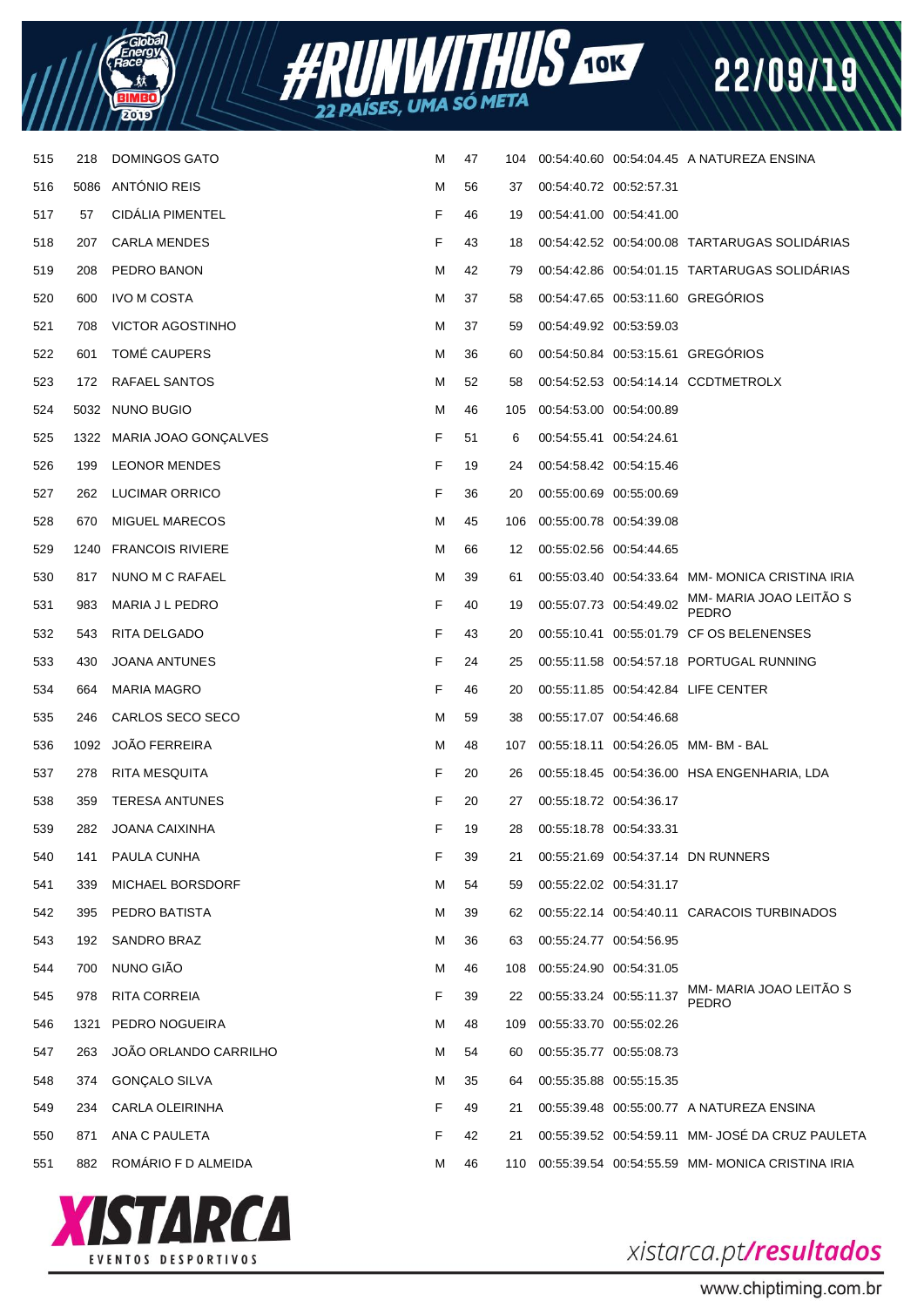| | | | | | | | | |
|---|---|---|---|---|---|---|---|---|
| 515 | 218 | DOMINGOS GATO | M | 47 | 104 | 00:54:40.60 | 00:54:04.45 | A NATUREZA ENSINA |
| 516 | 5086 | ANTÓNIO REIS | M | 56 | 37 | 00:54:40.72 | 00:52:57.31 | |
| 517 | 57 | CIDÁLIA PIMENTEL | F | 46 | 19 | 00:54:41.00 | 00:54:41.00 | |
| 518 | 207 | CARLA MENDES | F | 43 | 18 | 00:54:42.52 | 00:54:00.08 | TARTARUGAS SOLIDÁRIAS |
| 519 | 208 | PEDRO BANON | M | 42 | 79 | 00:54:42.86 | 00:54:01.15 | TARTARUGAS SOLIDÁRIAS |
| 520 | 600 | IVO M COSTA | M | 37 | 58 | 00:54:47.65 | 00:53:11.60 | GREGÓRIOS |
| 521 | 708 | VICTOR AGOSTINHO | M | 37 | 59 | 00:54:49.92 | 00:53:59.03 | |
| 522 | 601 | TOMÉ CAUPERS | M | 36 | 60 | 00:54:50.84 | 00:53:15.61 | GREGÓRIOS |
| 523 | 172 | RAFAEL SANTOS | M | 52 | 58 | 00:54:52.53 | 00:54:14.14 | CCDTMETROLX |
| 524 | 5032 | NUNO BUGIO | M | 46 | 105 | 00:54:53.00 | 00:54:00.89 | |
| 525 | 1322 | MARIA JOAO GONÇALVES | F | 51 | 6 | 00:54:55.41 | 00:54:24.61 | |
| 526 | 199 | LEONOR MENDES | F | 19 | 24 | 00:54:58.42 | 00:54:15.46 | |
| 527 | 262 | LUCIMAR ORRICO | F | 36 | 20 | 00:55:00.69 | 00:55:00.69 | |
| 528 | 670 | MIGUEL MARECOS | M | 45 | 106 | 00:55:00.78 | 00:54:39.08 | |
| 529 | 1240 | FRANCOIS RIVIERE | M | 66 | 12 | 00:55:02.56 | 00:54:44.65 | |
| 530 | 817 | NUNO M C RAFAEL | M | 39 | 61 | 00:55:03.40 | 00:54:33.64 | MM- MONICA CRISTINA IRIA |
| 531 | 983 | MARIA J L PEDRO | F | 40 | 19 | 00:55:07.73 | 00:54:49.02 | MM- MARIA JOAO LEITÃO S PEDRO |
| 532 | 543 | RITA DELGADO | F | 43 | 20 | 00:55:10.41 | 00:55:01.79 | CF OS BELENENSES |
| 533 | 430 | JOANA ANTUNES | F | 24 | 25 | 00:55:11.58 | 00:54:57.18 | PORTUGAL RUNNING |
| 534 | 664 | MARIA MAGRO | F | 46 | 20 | 00:55:11.85 | 00:54:42.84 | LIFE CENTER |
| 535 | 246 | CARLOS SECO SECO | M | 59 | 38 | 00:55:17.07 | 00:54:46.68 | |
| 536 | 1092 | JOÃO FERREIRA | M | 48 | 107 | 00:55:18.11 | 00:54:26.05 | MM- BM - BAL |
| 537 | 278 | RITA MESQUITA | F | 20 | 26 | 00:55:18.45 | 00:54:36.00 | HSA ENGENHARIA, LDA |
| 538 | 359 | TERESA ANTUNES | F | 20 | 27 | 00:55:18.72 | 00:54:36.17 | |
| 539 | 282 | JOANA CAIXINHA | F | 19 | 28 | 00:55:18.78 | 00:54:33.31 | |
| 540 | 141 | PAULA CUNHA | F | 39 | 21 | 00:55:21.69 | 00:54:37.14 | DN RUNNERS |
| 541 | 339 | MICHAEL BORSDORF | M | 54 | 59 | 00:55:22.02 | 00:54:31.17 | |
| 542 | 395 | PEDRO BATISTA | M | 39 | 62 | 00:55:22.14 | 00:54:40.11 | CARACOIS TURBINADOS |
| 543 | 192 | SANDRO BRAZ | M | 36 | 63 | 00:55:24.77 | 00:54:56.95 | |
| 544 | 700 | NUNO GIÃO | M | 46 | 108 | 00:55:24.90 | 00:54:31.05 | |
| 545 | 978 | RITA CORREIA | F | 39 | 22 | 00:55:33.24 | 00:55:11.37 | MM- MARIA JOAO LEITÃO S PEDRO |
| 546 | 1321 | PEDRO NOGUEIRA | M | 48 | 109 | 00:55:33.70 | 00:55:02.26 | |
| 547 | 263 | JOÃO ORLANDO CARRILHO | M | 54 | 60 | 00:55:35.77 | 00:55:08.73 | |
| 548 | 374 | GONÇALO SILVA | M | 35 | 64 | 00:55:35.88 | 00:55:15.35 | |
| 549 | 234 | CARLA OLEIRINHA | F | 49 | 21 | 00:55:39.48 | 00:55:00.77 | A NATUREZA ENSINA |
| 550 | 871 | ANA C PAULETA | F | 42 | 21 | 00:55:39.52 | 00:54:59.11 | MM- JOSÉ DA CRUZ PAULETA |
| 551 | 882 | ROMÁRIO F D ALMEIDA | M | 46 | 110 | 00:55:39.54 | 00:54:55.59 | MM- MONICA CRISTINA IRIA |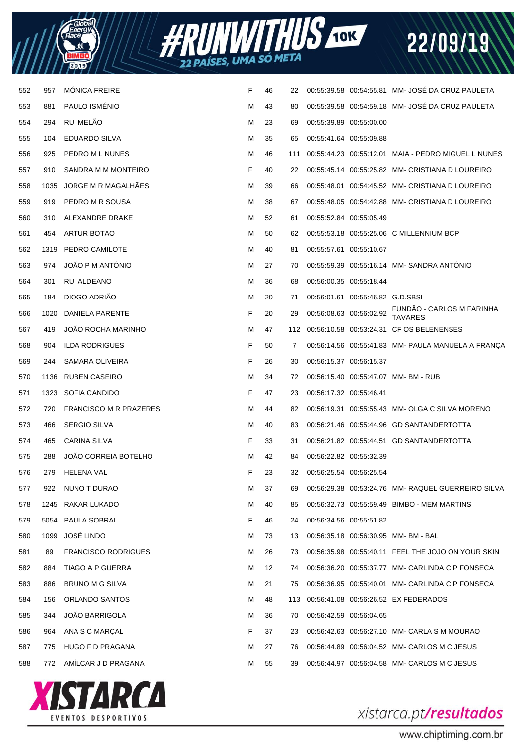| | | | | | | | | |
|---|---|---|---|---|---|---|---|---|
| 552 | 957 | MÓNICA FREIRE | F | 46 | 22 | 00:55:39.58 | 00:54:55.81 | MM- JOSÉ DA CRUZ PAULETA |
| 553 | 881 | PAULO ISMÉNIO | M | 43 | 80 | 00:55:39.58 | 00:54:59.18 | MM- JOSÉ DA CRUZ PAULETA |
| 554 | 294 | RUI MELÃO | M | 23 | 69 | 00:55:39.89 | 00:55:00.00 | |
| 555 | 104 | EDUARDO SILVA | M | 35 | 65 | 00:55:41.64 | 00:55:09.88 | |
| 556 | 925 | PEDRO M L NUNES | M | 46 | 111 | 00:55:44.23 | 00:55:12.01 | MAIA - PEDRO MIGUEL L NUNES |
| 557 | 910 | SANDRA M M MONTEIRO | F | 40 | 22 | 00:55:45.14 | 00:55:25.82 | MM- CRISTIANA D LOUREIRO |
| 558 | 1035 | JORGE M R MAGALHÃES | M | 39 | 66 | 00:55:48.01 | 00:54:45.52 | MM- CRISTIANA D LOUREIRO |
| 559 | 919 | PEDRO M R SOUSA | M | 38 | 67 | 00:55:48.05 | 00:54:42.88 | MM- CRISTIANA D LOUREIRO |
| 560 | 310 | ALEXANDRE DRAKE | M | 52 | 61 | 00:55:52.84 | 00:55:05.49 | |
| 561 | 454 | ARTUR BOTAO | M | 50 | 62 | 00:55:53.18 | 00:55:25.06 | C MILLENNIUM BCP |
| 562 | 1319 | PEDRO CAMILOTE | M | 40 | 81 | 00:55:57.61 | 00:55:10.67 | |
| 563 | 974 | JOÃO P M ANTÓNIO | M | 27 | 70 | 00:55:59.39 | 00:55:16.14 | MM- SANDRA ANTÓNIO |
| 564 | 301 | RUI ALDEANO | M | 36 | 68 | 00:56:00.35 | 00:55:18.44 | |
| 565 | 184 | DIOGO ADRIÃO | M | 20 | 71 | 00:56:01.61 | 00:55:46.82 | G.D.SBSI |
| 566 | 1020 | DANIELA PARENTE | F | 20 | 29 | 00:56:08.63 | 00:56:02.92 | FUNDÃO - CARLOS M FARINHA TAVARES |
| 567 | 419 | JOÃO ROCHA MARINHO | M | 47 | 112 | 00:56:10.58 | 00:53:24.31 | CF OS BELENENSES |
| 568 | 904 | ILDA RODRIGUES | F | 50 | 7 | 00:56:14.56 | 00:55:41.83 | MM- PAULA MANUELA A FRANÇA |
| 569 | 244 | SAMARA OLIVEIRA | F | 26 | 30 | 00:56:15.37 | 00:56:15.37 | |
| 570 | 1136 | RUBEN CASEIRO | M | 34 | 72 | 00:56:15.40 | 00:55:47.07 | MM- BM - RUB |
| 571 | 1323 | SOFIA CANDIDO | F | 47 | 23 | 00:56:17.32 | 00:55:46.41 | |
| 572 | 720 | FRANCISCO M R PRAZERES | M | 44 | 82 | 00:56:19.31 | 00:55:55.43 | MM- OLGA C SILVA MORENO |
| 573 | 466 | SERGIO SILVA | M | 40 | 83 | 00:56:21.46 | 00:55:44.96 | GD SANTANDERTOTTA |
| 574 | 465 | CARINA SILVA | F | 33 | 31 | 00:56:21.82 | 00:55:44.51 | GD SANTANDERTOTTA |
| 575 | 288 | JOÃO CORREIA BOTELHO | M | 42 | 84 | 00:56:22.82 | 00:55:32.39 | |
| 576 | 279 | HELENA VAL | F | 23 | 32 | 00:56:25.54 | 00:56:25.54 | |
| 577 | 922 | NUNO T DURAO | M | 37 | 69 | 00:56:29.38 | 00:53:24.76 | MM- RAQUEL GUERREIRO SILVA |
| 578 | 1245 | RAKAR LUKADO | M | 40 | 85 | 00:56:32.73 | 00:55:59.49 | BIMBO - MEM MARTINS |
| 579 | 5054 | PAULA SOBRAL | F | 46 | 24 | 00:56:34.56 | 00:55:51.82 | |
| 580 | 1099 | JOSÉ LINDO | M | 73 | 13 | 00:56:35.18 | 00:56:30.95 | MM- BM - BAL |
| 581 | 89 | FRANCISCO RODRIGUES | M | 26 | 73 | 00:56:35.98 | 00:55:40.11 | FEEL THE JOJO ON YOUR SKIN |
| 582 | 884 | TIAGO A P GUERRA | M | 12 | 74 | 00:56:36.20 | 00:55:37.77 | MM- CARLINDA C P FONSECA |
| 583 | 886 | BRUNO M G SILVA | M | 21 | 75 | 00:56:36.95 | 00:55:40.01 | MM- CARLINDA C P FONSECA |
| 584 | 156 | ORLANDO SANTOS | M | 48 | 113 | 00:56:41.08 | 00:56:26.52 | EX FEDERADOS |
| 585 | 344 | JOÃO BARRIGOLA | M | 36 | 70 | 00:56:42.59 | 00:56:04.65 | |
| 586 | 964 | ANA S C MARÇAL | F | 37 | 23 | 00:56:42.63 | 00:56:27.10 | MM- CARLA S M MOURAO |
| 587 | 775 | HUGO F D PRAGANA | M | 27 | 76 | 00:56:44.89 | 00:56:04.52 | MM- CARLOS M C JESUS |
| 588 | 772 | AMÍLCAR J D PRAGANA | M | 55 | 39 | 00:56:44.97 | 00:56:04.58 | MM- CARLOS M C JESUS |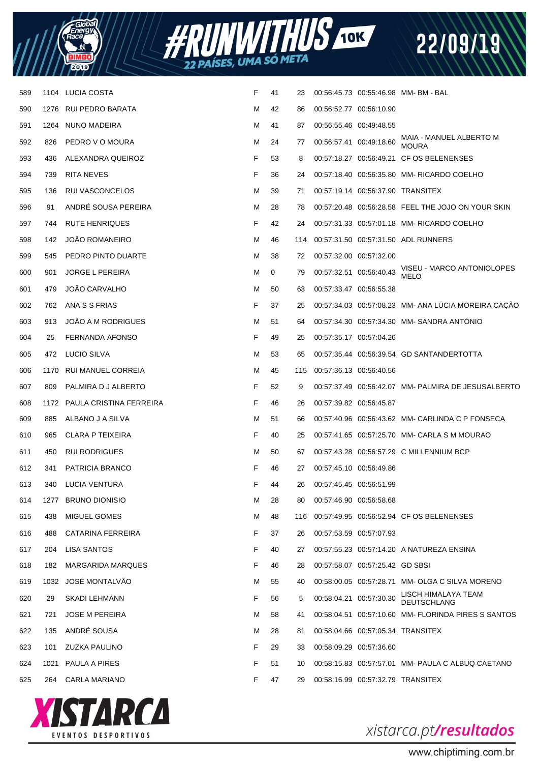| | | | | | | | | |
|---|---|---|---|---|---|---|---|---|
| 589 | 1104 | LUCIA COSTA | F | 41 | 23 | 00:56:45.73 | 00:55:46.98 | MM- BM - BAL |
| 590 | 1276 | RUI PEDRO BARATA | M | 42 | 86 | 00:56:52.77 | 00:56:10.90 | |
| 591 | 1264 | NUNO MADEIRA | M | 41 | 87 | 00:56:55.46 | 00:49:48.55 | |
| 592 | 826 | PEDRO V O MOURA | M | 24 | 77 | 00:56:57.41 | 00:49:18.60 | MAIA - MANUEL ALBERTO M MOURA |
| 593 | 436 | ALEXANDRA QUEIROZ | F | 53 | 8 | 00:57:18.27 | 00:56:49.21 | CF OS BELENENSES |
| 594 | 739 | RITA NEVES | F | 36 | 24 | 00:57:18.40 | 00:56:35.80 | MM- RICARDO COELHO |
| 595 | 136 | RUI VASCONCELOS | M | 39 | 71 | 00:57:19.14 | 00:56:37.90 | TRANSITEX |
| 596 | 91 | ANDRÉ SOUSA PEREIRA | M | 28 | 78 | 00:57:20.48 | 00:56:28.58 | FEEL THE JOJO ON YOUR SKIN |
| 597 | 744 | RUTE HENRIQUES | F | 42 | 24 | 00:57:31.33 | 00:57:01.18 | MM- RICARDO COELHO |
| 598 | 142 | JOÃO ROMANEIRO | M | 46 | 114 | 00:57:31.50 | 00:57:31.50 | ADL RUNNERS |
| 599 | 545 | PEDRO PINTO DUARTE | M | 38 | 72 | 00:57:32.00 | 00:57:32.00 | |
| 600 | 901 | JORGE L PEREIRA | M | 0 | 79 | 00:57:32.51 | 00:56:40.43 | VISEU - MARCO ANTONIOLOPES MELO |
| 601 | 479 | JOÃO CARVALHO | M | 50 | 63 | 00:57:33.47 | 00:56:55.38 | |
| 602 | 762 | ANA S S FRIAS | F | 37 | 25 | 00:57:34.03 | 00:57:08.23 | MM- ANA LÚCIA MOREIRA CAÇÃO |
| 603 | 913 | JOÃO A M RODRIGUES | M | 51 | 64 | 00:57:34.30 | 00:57:34.30 | MM- SANDRA ANTÓNIO |
| 604 | 25 | FERNANDA AFONSO | F | 49 | 25 | 00:57:35.17 | 00:57:04.26 | |
| 605 | 472 | LUCIO SILVA | M | 53 | 65 | 00:57:35.44 | 00:56:39.54 | GD SANTANDERTOTTA |
| 606 | 1170 | RUI MANUEL CORREIA | M | 45 | 115 | 00:57:36.13 | 00:56:40.56 | |
| 607 | 809 | PALMIRA D J ALBERTO | F | 52 | 9 | 00:57:37.49 | 00:56:42.07 | MM- PALMIRA DE JESUSALBERTO |
| 608 | 1172 | PAULA CRISTINA FERREIRA | F | 46 | 26 | 00:57:39.82 | 00:56:45.87 | |
| 609 | 885 | ALBANO J A SILVA | M | 51 | 66 | 00:57:40.96 | 00:56:43.62 | MM- CARLINDA C P FONSECA |
| 610 | 965 | CLARA P TEIXEIRA | F | 40 | 25 | 00:57:41.65 | 00:57:25.70 | MM- CARLA S M MOURAO |
| 611 | 450 | RUI RODRIGUES | M | 50 | 67 | 00:57:43.28 | 00:56:57.29 | C MILLENNIUM BCP |
| 612 | 341 | PATRICIA BRANCO | F | 46 | 27 | 00:57:45.10 | 00:56:49.86 | |
| 613 | 340 | LUCIA VENTURA | F | 44 | 26 | 00:57:45.45 | 00:56:51.99 | |
| 614 | 1277 | BRUNO DIONISIO | M | 28 | 80 | 00:57:46.90 | 00:56:58.68 | |
| 615 | 438 | MIGUEL GOMES | M | 48 | 116 | 00:57:49.95 | 00:56:52.94 | CF OS BELENENSES |
| 616 | 488 | CATARINA FERREIRA | F | 37 | 26 | 00:57:53.59 | 00:57:07.93 | |
| 617 | 204 | LISA SANTOS | F | 40 | 27 | 00:57:55.23 | 00:57:14.20 | A NATUREZA ENSINA |
| 618 | 182 | MARGARIDA MARQUES | F | 46 | 28 | 00:57:58.07 | 00:57:25.42 | GD SBSI |
| 619 | 1032 | JOSÉ MONTALVÃO | M | 55 | 40 | 00:58:00.05 | 00:57:28.71 | MM- OLGA C SILVA MORENO |
| 620 | 29 | SKADI LEHMANN | F | 56 | 5 | 00:58:04.21 | 00:57:30.30 | LISCH HIMALAYA TEAM DEUTSCHLANG |
| 621 | 721 | JOSE M PEREIRA | M | 58 | 41 | 00:58:04.51 | 00:57:10.60 | MM- FLORINDA PIRES S SANTOS |
| 622 | 135 | ANDRÉ SOUSA | M | 28 | 81 | 00:58:04.66 | 00:57:05.34 | TRANSITEX |
| 623 | 101 | ZUZKA PAULINO | F | 29 | 33 | 00:58:09.29 | 00:57:36.60 | |
| 624 | 1021 | PAULA A PIRES | F | 51 | 10 | 00:58:15.83 | 00:57:57.01 | MM- PAULA C ALBUQ CAETANO |
| 625 | 264 | CARLA MARIANO | F | 47 | 29 | 00:58:16.99 | 00:57:32.79 | TRANSITEX |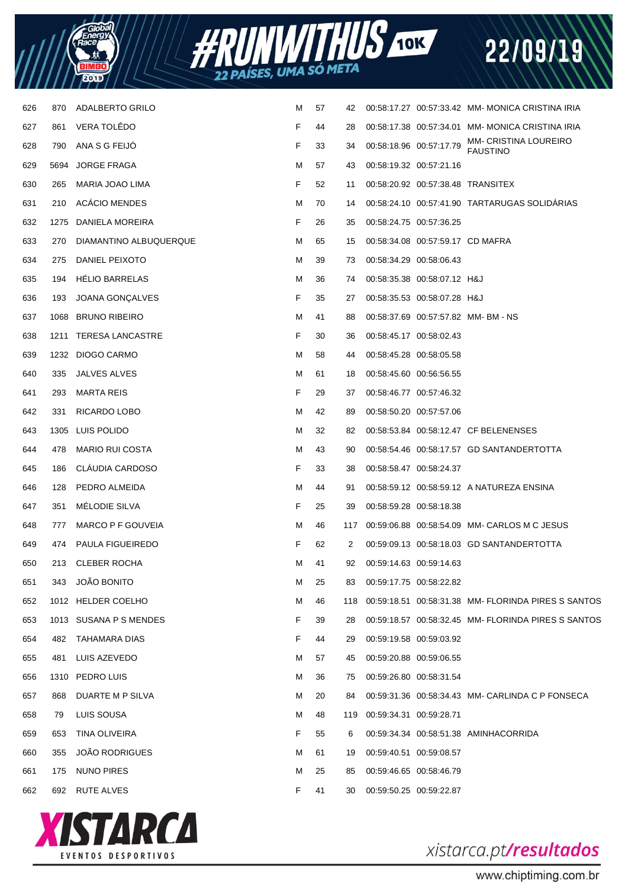| | | | | | | | | |
|---|---|---|---|---|---|---|---|---|
| 626 | 870 | ADALBERTO GRILO | M | 57 | 42 | 00:58:17.27 | 00:57:33.42 | MM- MONICA CRISTINA IRIA |
| 627 | 861 | VERA TOLÊDO | F | 44 | 28 | 00:58:17.38 | 00:57:34.01 | MM- MONICA CRISTINA IRIA |
| 628 | 790 | ANA S G FEIJÓ | F | 33 | 34 | 00:58:18.96 | 00:57:17.79 | MM- CRISTINA LOUREIRO FAUSTINO |
| 629 | 5694 | JORGE FRAGA | M | 57 | 43 | 00:58:19.32 | 00:57:21.16 | |
| 630 | 265 | MARIA JOAO LIMA | F | 52 | 11 | 00:58:20.92 | 00:57:38.48 | TRANSITEX |
| 631 | 210 | ACÁCIO MENDES | M | 70 | 14 | 00:58:24.10 | 00:57:41.90 | TARTARUGAS SOLIDÁRIAS |
| 632 | 1275 | DANIELA MOREIRA | F | 26 | 35 | 00:58:24.75 | 00:57:36.25 | |
| 633 | 270 | DIAMANTINO ALBUQUERQUE | M | 65 | 15 | 00:58:34.08 | 00:57:59.17 | CD MAFRA |
| 634 | 275 | DANIEL PEIXOTO | M | 39 | 73 | 00:58:34.29 | 00:58:06.43 | |
| 635 | 194 | HÉLIO BARRELAS | M | 36 | 74 | 00:58:35.38 | 00:58:07.12 | H&J |
| 636 | 193 | JOANA GONÇALVES | F | 35 | 27 | 00:58:35.53 | 00:58:07.28 | H&J |
| 637 | 1068 | BRUNO RIBEIRO | M | 41 | 88 | 00:58:37.69 | 00:57:57.82 | MM- BM - NS |
| 638 | 1211 | TERESA LANCASTRE | F | 30 | 36 | 00:58:45.17 | 00:58:02.43 | |
| 639 | 1232 | DIOGO CARMO | M | 58 | 44 | 00:58:45.28 | 00:58:05.58 | |
| 640 | 335 | JALVES ALVES | M | 61 | 18 | 00:58:45.60 | 00:56:56.55 | |
| 641 | 293 | MARTA REIS | F | 29 | 37 | 00:58:46.77 | 00:57:46.32 | |
| 642 | 331 | RICARDO LOBO | M | 42 | 89 | 00:58:50.20 | 00:57:57.06 | |
| 643 | 1305 | LUIS POLIDO | M | 32 | 82 | 00:58:53.84 | 00:58:12.47 | CF BELENENSES |
| 644 | 478 | MARIO RUI COSTA | M | 43 | 90 | 00:58:54.46 | 00:58:17.57 | GD SANTANDERTOTTA |
| 645 | 186 | CLÁUDIA CARDOSO | F | 33 | 38 | 00:58:58.47 | 00:58:24.37 | |
| 646 | 128 | PEDRO ALMEIDA | M | 44 | 91 | 00:58:59.12 | 00:58:59.12 | A NATUREZA ENSINA |
| 647 | 351 | MÉLODIE SILVA | F | 25 | 39 | 00:58:59.28 | 00:58:18.38 | |
| 648 | 777 | MARCO P F GOUVEIA | M | 46 | 117 | 00:59:06.88 | 00:58:54.09 | MM- CARLOS M C JESUS |
| 649 | 474 | PAULA FIGUEIREDO | F | 62 | 2 | 00:59:09.13 | 00:58:18.03 | GD SANTANDERTOTTA |
| 650 | 213 | CLEBER ROCHA | M | 41 | 92 | 00:59:14.63 | 00:59:14.63 | |
| 651 | 343 | JOÃO BONITO | M | 25 | 83 | 00:59:17.75 | 00:58:22.82 | |
| 652 | 1012 | HELDER COELHO | M | 46 | 118 | 00:59:18.51 | 00:58:31.38 | MM- FLORINDA PIRES S SANTOS |
| 653 | 1013 | SUSANA P S MENDES | F | 39 | 28 | 00:59:18.57 | 00:58:32.45 | MM- FLORINDA PIRES S SANTOS |
| 654 | 482 | TAHAMARA DIAS | F | 44 | 29 | 00:59:19.58 | 00:59:03.92 | |
| 655 | 481 | LUIS AZEVEDO | M | 57 | 45 | 00:59:20.88 | 00:59:06.55 | |
| 656 | 1310 | PEDRO LUIS | M | 36 | 75 | 00:59:26.80 | 00:58:31.54 | |
| 657 | 868 | DUARTE M P SILVA | M | 20 | 84 | 00:59:31.36 | 00:58:34.43 | MM- CARLINDA C P FONSECA |
| 658 | 79 | LUIS SOUSA | M | 48 | 119 | 00:59:34.31 | 00:59:28.71 | |
| 659 | 653 | TINA OLIVEIRA | F | 55 | 6 | 00:59:34.34 | 00:58:51.38 | AMINHACORRIDA |
| 660 | 355 | JOÃO RODRIGUES | M | 61 | 19 | 00:59:40.51 | 00:59:08.57 | |
| 661 | 175 | NUNO PIRES | M | 25 | 85 | 00:59:46.65 | 00:58:46.79 | |
| 662 | 692 | RUTE ALVES | F | 41 | 30 | 00:59:50.25 | 00:59:22.87 | |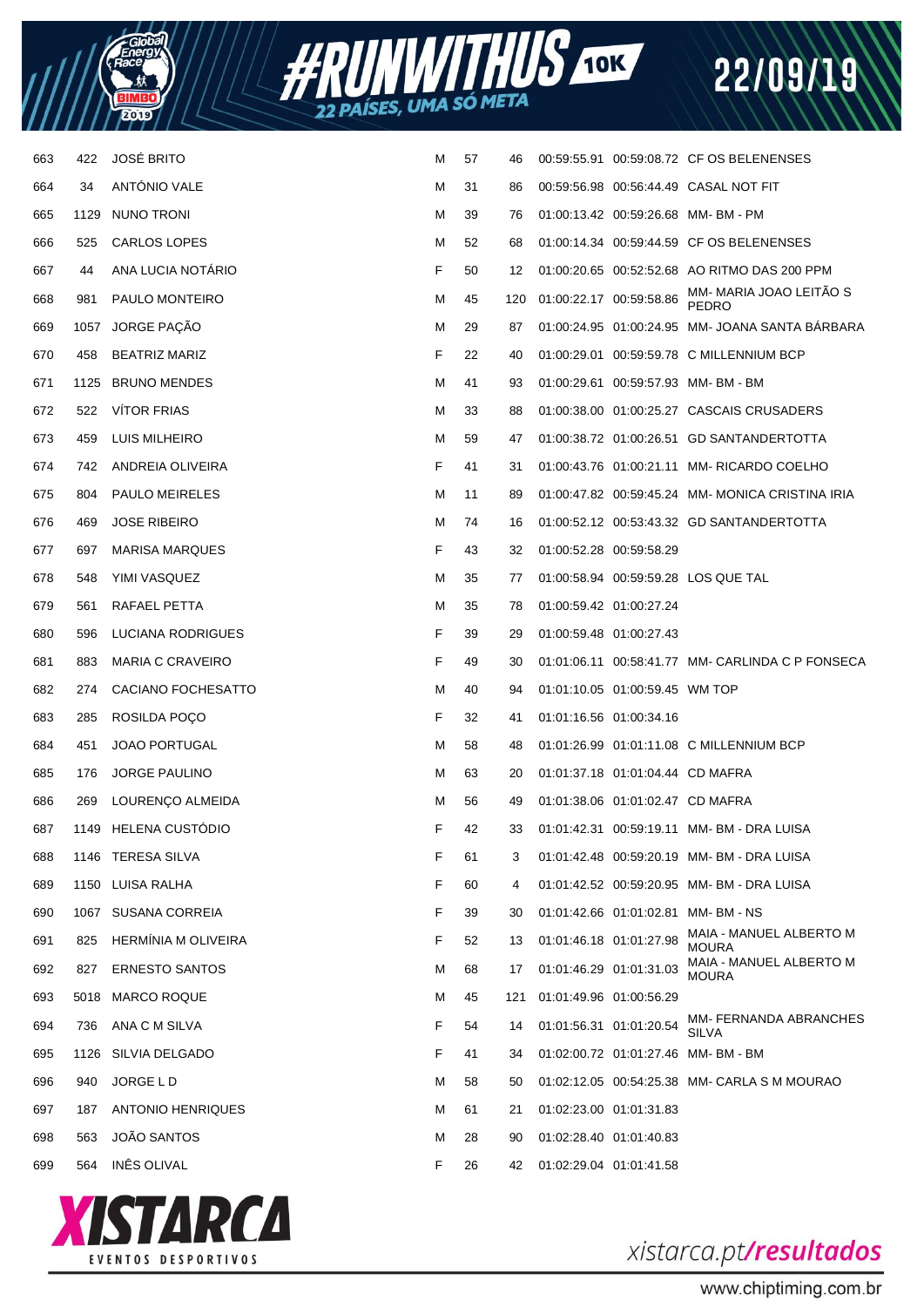| | | | | | | | | |
|---|---|---|---|---|---|---|---|---|
| 663 | 422 | JOSÉ BRITO | M | 57 | 46 | 00:59:55.91 | 00:59:08.72 | CF OS BELENENSES |
| 664 | 34 | ANTÓNIO VALE | M | 31 | 86 | 00:59:56.98 | 00:56:44.49 | CASAL NOT FIT |
| 665 | 1129 | NUNO TRONI | M | 39 | 76 | 01:00:13.42 | 00:59:26.68 | MM- BM - PM |
| 666 | 525 | CARLOS LOPES | M | 52 | 68 | 01:00:14.34 | 00:59:44.59 | CF OS BELENENSES |
| 667 | 44 | ANA LUCIA NOTÁRIO | F | 50 | 12 | 01:00:20.65 | 00:52:52.68 | AO RITMO DAS 200 PPM |
| 668 | 981 | PAULO MONTEIRO | M | 45 | 120 | 01:00:22.17 | 00:59:58.86 | MM- MARIA JOAO LEITÃO S PEDRO |
| 669 | 1057 | JORGE PAÇÃO | M | 29 | 87 | 01:00:24.95 | 01:00:24.95 | MM- JOANA SANTA BÁRBARA |
| 670 | 458 | BEATRIZ MARIZ | F | 22 | 40 | 01:00:29.01 | 00:59:59.78 | C MILLENNIUM BCP |
| 671 | 1125 | BRUNO MENDES | M | 41 | 93 | 01:00:29.61 | 00:59:57.93 | MM- BM - BM |
| 672 | 522 | VÍTOR FRIAS | M | 33 | 88 | 01:00:38.00 | 01:00:25.27 | CASCAIS CRUSADERS |
| 673 | 459 | LUIS MILHEIRO | M | 59 | 47 | 01:00:38.72 | 01:00:26.51 | GD SANTANDERTOTTA |
| 674 | 742 | ANDREIA OLIVEIRA | F | 41 | 31 | 01:00:43.76 | 01:00:21.11 | MM- RICARDO COELHO |
| 675 | 804 | PAULO MEIRELES | M | 11 | 89 | 01:00:47.82 | 00:59:45.24 | MM- MONICA CRISTINA IRIA |
| 676 | 469 | JOSE RIBEIRO | M | 74 | 16 | 01:00:52.12 | 00:53:43.32 | GD SANTANDERTOTTA |
| 677 | 697 | MARISA MARQUES | F | 43 | 32 | 01:00:52.28 | 00:59:58.29 | |
| 678 | 548 | YIMI VASQUEZ | M | 35 | 77 | 01:00:58.94 | 00:59:59.28 | LOS QUE TAL |
| 679 | 561 | RAFAEL PETTA | M | 35 | 78 | 01:00:59.42 | 01:00:27.24 | |
| 680 | 596 | LUCIANA RODRIGUES | F | 39 | 29 | 01:00:59.48 | 01:00:27.43 | |
| 681 | 883 | MARIA C CRAVEIRO | F | 49 | 30 | 01:01:06.11 | 00:58:41.77 | MM- CARLINDA C P FONSECA |
| 682 | 274 | CACIANO FOCHESATTO | M | 40 | 94 | 01:01:10.05 | 01:00:59.45 | WM TOP |
| 683 | 285 | ROSILDA POÇO | F | 32 | 41 | 01:01:16.56 | 01:00:34.16 | |
| 684 | 451 | JOAO PORTUGAL | M | 58 | 48 | 01:01:26.99 | 01:01:11.08 | C MILLENNIUM BCP |
| 685 | 176 | JORGE PAULINO | M | 63 | 20 | 01:01:37.18 | 01:01:04.44 | CD MAFRA |
| 686 | 269 | LOURENÇO ALMEIDA | M | 56 | 49 | 01:01:38.06 | 01:01:02.47 | CD MAFRA |
| 687 | 1149 | HELENA CUSTÓDIO | F | 42 | 33 | 01:01:42.31 | 00:59:19.11 | MM- BM - DRA LUISA |
| 688 | 1146 | TERESA SILVA | F | 61 | 3 | 01:01:42.48 | 00:59:20.19 | MM- BM - DRA LUISA |
| 689 | 1150 | LUISA RALHA | F | 60 | 4 | 01:01:42.52 | 00:59:20.95 | MM- BM - DRA LUISA |
| 690 | 1067 | SUSANA CORREIA | F | 39 | 30 | 01:01:42.66 | 01:01:02.81 | MM- BM - NS |
| 691 | 825 | HERMÍNIA M OLIVEIRA | F | 52 | 13 | 01:01:46.18 | 01:01:27.98 | MAIA - MANUEL ALBERTO M MOURA |
| 692 | 827 | ERNESTO SANTOS | M | 68 | 17 | 01:01:46.29 | 01:01:31.03 | MAIA - MANUEL ALBERTO M MOURA |
| 693 | 5018 | MARCO ROQUE | M | 45 | 121 | 01:01:49.96 | 01:00:56.29 | |
| 694 | 736 | ANA C M SILVA | F | 54 | 14 | 01:01:56.31 | 01:01:20.54 | MM- FERNANDA ABRANCHES SILVA |
| 695 | 1126 | SILVIA DELGADO | F | 41 | 34 | 01:02:00.72 | 01:01:27.46 | MM- BM - BM |
| 696 | 940 | JORGE L D | M | 58 | 50 | 01:02:12.05 | 00:54:25.38 | MM- CARLA S M MOURAO |
| 697 | 187 | ANTONIO HENRIQUES | M | 61 | 21 | 01:02:23.00 | 01:01:31.83 | |
| 698 | 563 | JOÃO SANTOS | M | 28 | 90 | 01:02:28.40 | 01:01:40.83 | |
| 699 | 564 | INÊS OLIVAL | F | 26 | 42 | 01:02:29.04 | 01:01:41.58 | |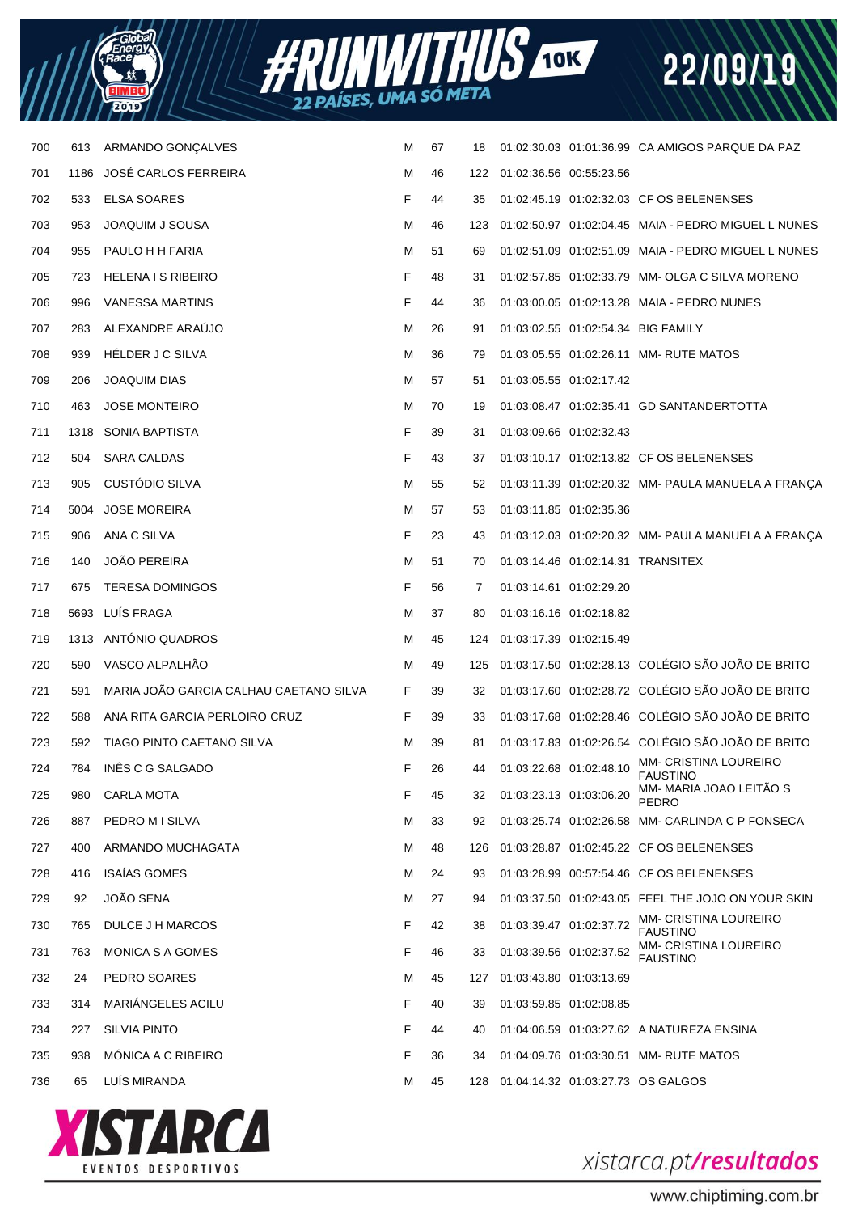| | | | | | | | | |
|---|---|---|---|---|---|---|---|---|
| 700 | 613 | ARMANDO GONÇALVES | M | 67 | 18 | 01:02:30.03 | 01:01:36.99 | CA AMIGOS PARQUE DA PAZ |
| 701 | 1186 | JOSÉ CARLOS FERREIRA | M | 46 | 122 | 01:02:36.56 | 00:55:23.56 | |
| 702 | 533 | ELSA SOARES | F | 44 | 35 | 01:02:45.19 | 01:02:32.03 | CF OS BELENENSES |
| 703 | 953 | JOAQUIM J SOUSA | M | 46 | 123 | 01:02:50.97 | 01:02:04.45 | MAIA - PEDRO MIGUEL L NUNES |
| 704 | 955 | PAULO H H FARIA | M | 51 | 69 | 01:02:51.09 | 01:02:51.09 | MAIA - PEDRO MIGUEL L NUNES |
| 705 | 723 | HELENA I S RIBEIRO | F | 48 | 31 | 01:02:57.85 | 01:02:33.79 | MM- OLGA C SILVA MORENO |
| 706 | 996 | VANESSA MARTINS | F | 44 | 36 | 01:03:00.05 | 01:02:13.28 | MAIA - PEDRO NUNES |
| 707 | 283 | ALEXANDRE ARAÚJO | M | 26 | 91 | 01:03:02.55 | 01:02:54.34 | BIG FAMILY |
| 708 | 939 | HÉLDER J C SILVA | M | 36 | 79 | 01:03:05.55 | 01:02:26.11 | MM- RUTE MATOS |
| 709 | 206 | JOAQUIM DIAS | M | 57 | 51 | 01:03:05.55 | 01:02:17.42 | |
| 710 | 463 | JOSE MONTEIRO | M | 70 | 19 | 01:03:08.47 | 01:02:35.41 | GD SANTANDERTOTTA |
| 711 | 1318 | SONIA BAPTISTA | F | 39 | 31 | 01:03:09.66 | 01:02:32.43 | |
| 712 | 504 | SARA CALDAS | F | 43 | 37 | 01:03:10.17 | 01:02:13.82 | CF OS BELENENSES |
| 713 | 905 | CUSTÓDIO SILVA | M | 55 | 52 | 01:03:11.39 | 01:02:20.32 | MM- PAULA MANUELA A FRANÇA |
| 714 | 5004 | JOSE MOREIRA | M | 57 | 53 | 01:03:11.85 | 01:02:35.36 | |
| 715 | 906 | ANA C SILVA | F | 23 | 43 | 01:03:12.03 | 01:02:20.32 | MM- PAULA MANUELA A FRANÇA |
| 716 | 140 | JOÃO PEREIRA | M | 51 | 70 | 01:03:14.46 | 01:02:14.31 | TRANSITEX |
| 717 | 675 | TERESA DOMINGOS | F | 56 | 7 | 01:03:14.61 | 01:02:29.20 | |
| 718 | 5693 | LUÍS FRAGA | M | 37 | 80 | 01:03:16.16 | 01:02:18.82 | |
| 719 | 1313 | ANTÓNIO QUADROS | M | 45 | 124 | 01:03:17.39 | 01:02:15.49 | |
| 720 | 590 | VASCO ALPALHÃO | M | 49 | 125 | 01:03:17.50 | 01:02:28.13 | COLÉGIO SÃO JOÃO DE BRITO |
| 721 | 591 | MARIA JOÃO GARCIA CALHAU CAETANO SILVA | F | 39 | 32 | 01:03:17.60 | 01:02:28.72 | COLÉGIO SÃO JOÃO DE BRITO |
| 722 | 588 | ANA RITA GARCIA PERLOIRO CRUZ | F | 39 | 33 | 01:03:17.68 | 01:02:28.46 | COLÉGIO SÃO JOÃO DE BRITO |
| 723 | 592 | TIAGO PINTO CAETANO SILVA | M | 39 | 81 | 01:03:17.83 | 01:02:26.54 | COLÉGIO SÃO JOÃO DE BRITO |
| 724 | 784 | INÊS C G SALGADO | F | 26 | 44 | 01:03:22.68 | 01:02:48.10 | MM- CRISTINA LOUREIRO FAUSTINO |
| 725 | 980 | CARLA MOTA | F | 45 | 32 | 01:03:23.13 | 01:03:06.20 | MM- MARIA JOAO LEITÃO S PEDRO |
| 726 | 887 | PEDRO M I SILVA | M | 33 | 92 | 01:03:25.74 | 01:02:26.58 | MM- CARLINDA C P FONSECA |
| 727 | 400 | ARMANDO MUCHAGATA | M | 48 | 126 | 01:03:28.87 | 01:02:45.22 | CF OS BELENENSES |
| 728 | 416 | ISAÍAS GOMES | M | 24 | 93 | 01:03:28.99 | 00:57:54.46 | CF OS BELENENSES |
| 729 | 92 | JOÃO SENA | M | 27 | 94 | 01:03:37.50 | 01:02:43.05 | FEEL THE JOJO ON YOUR SKIN |
| 730 | 765 | DULCE J H MARCOS | F | 42 | 38 | 01:03:39.47 | 01:02:37.72 | MM- CRISTINA LOUREIRO FAUSTINO |
| 731 | 763 | MONICA S A GOMES | F | 46 | 33 | 01:03:39.56 | 01:02:37.52 | MM- CRISTINA LOUREIRO FAUSTINO |
| 732 | 24 | PEDRO SOARES | M | 45 | 127 | 01:03:43.80 | 01:03:13.69 | |
| 733 | 314 | MARIÁNGELES ACILU | F | 40 | 39 | 01:03:59.85 | 01:02:08.85 | |
| 734 | 227 | SILVIA PINTO | F | 44 | 40 | 01:04:06.59 | 01:03:27.62 | A NATUREZA ENSINA |
| 735 | 938 | MÓNICA A C RIBEIRO | F | 36 | 34 | 01:04:09.76 | 01:03:30.51 | MM- RUTE MATOS |
| 736 | 65 | LUÍS MIRANDA | M | 45 | 128 | 01:04:14.32 | 01:03:27.73 | OS GALGOS |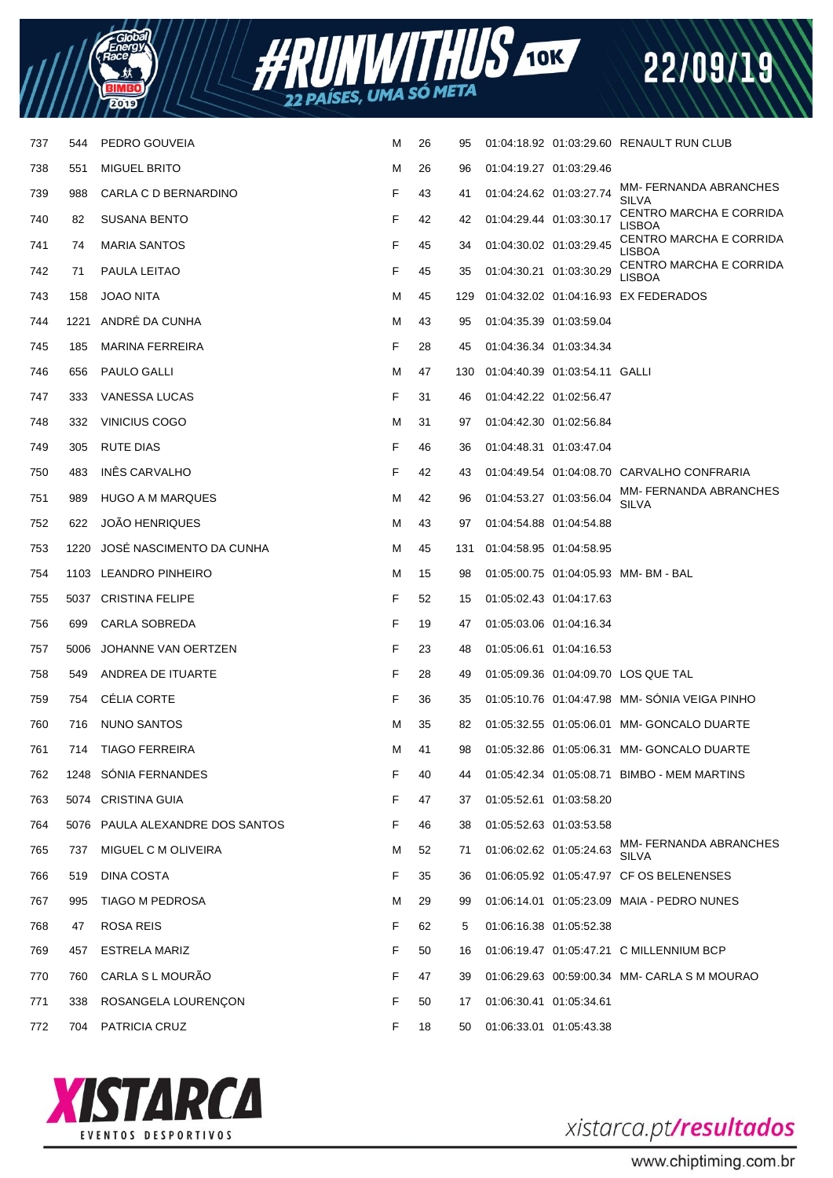| | | | | | | | | |
|---|---|---|---|---|---|---|---|---|
| 737 | 544 | PEDRO GOUVEIA | M | 26 | 95 | 01:04:18.92 | 01:03:29.60 | RENAULT RUN CLUB |
| 738 | 551 | MIGUEL BRITO | M | 26 | 96 | 01:04:19.27 | 01:03:29.46 | |
| 739 | 988 | CARLA C D BERNARDINO | F | 43 | 41 | 01:04:24.62 | 01:03:27.74 | MM- FERNANDA ABRANCHES SILVA |
| 740 | 82 | SUSANA BENTO | F | 42 | 42 | 01:04:29.44 | 01:03:30.17 | CENTRO MARCHA E CORRIDA LISBOA |
| 741 | 74 | MARIA SANTOS | F | 45 | 34 | 01:04:30.02 | 01:03:29.45 | CENTRO MARCHA E CORRIDA LISBOA |
| 742 | 71 | PAULA LEITAO | F | 45 | 35 | 01:04:30.21 | 01:03:30.29 | CENTRO MARCHA E CORRIDA LISBOA |
| 743 | 158 | JOAO NITA | M | 45 | 129 | 01:04:32.02 | 01:04:16.93 | EX FEDERADOS |
| 744 | 1221 | ANDRÉ DA CUNHA | M | 43 | 95 | 01:04:35.39 | 01:03:59.04 | |
| 745 | 185 | MARINA FERREIRA | F | 28 | 45 | 01:04:36.34 | 01:03:34.34 | |
| 746 | 656 | PAULO GALLI | M | 47 | 130 | 01:04:40.39 | 01:03:54.11 | GALLI |
| 747 | 333 | VANESSA LUCAS | F | 31 | 46 | 01:04:42.22 | 01:02:56.47 | |
| 748 | 332 | VINICIUS COGO | M | 31 | 97 | 01:04:42.30 | 01:02:56.84 | |
| 749 | 305 | RUTE DIAS | F | 46 | 36 | 01:04:48.31 | 01:03:47.04 | |
| 750 | 483 | INÊS CARVALHO | F | 42 | 43 | 01:04:49.54 | 01:04:08.70 | CARVALHO CONFRARIA |
| 751 | 989 | HUGO A M MARQUES | M | 42 | 96 | 01:04:53.27 | 01:03:56.04 | MM- FERNANDA ABRANCHES SILVA |
| 752 | 622 | JOÃO HENRIQUES | M | 43 | 97 | 01:04:54.88 | 01:04:54.88 | |
| 753 | 1220 | JOSÉ NASCIMENTO DA CUNHA | M | 45 | 131 | 01:04:58.95 | 01:04:58.95 | |
| 754 | 1103 | LEANDRO PINHEIRO | M | 15 | 98 | 01:05:00.75 | 01:04:05.93 | MM- BM - BAL |
| 755 | 5037 | CRISTINA FELIPE | F | 52 | 15 | 01:05:02.43 | 01:04:17.63 | |
| 756 | 699 | CARLA SOBREDA | F | 19 | 47 | 01:05:03.06 | 01:04:16.34 | |
| 757 | 5006 | JOHANNE VAN OERTZEN | F | 23 | 48 | 01:05:06.61 | 01:04:16.53 | |
| 758 | 549 | ANDREA DE ITUARTE | F | 28 | 49 | 01:05:09.36 | 01:04:09.70 | LOS QUE TAL |
| 759 | 754 | CÉLIA CORTE | F | 36 | 35 | 01:05:10.76 | 01:04:47.98 | MM- SÓNIA VEIGA PINHO |
| 760 | 716 | NUNO SANTOS | M | 35 | 82 | 01:05:32.55 | 01:05:06.01 | MM- GONCALO DUARTE |
| 761 | 714 | TIAGO FERREIRA | M | 41 | 98 | 01:05:32.86 | 01:05:06.31 | MM- GONCALO DUARTE |
| 762 | 1248 | SÓNIA FERNANDES | F | 40 | 44 | 01:05:42.34 | 01:05:08.71 | BIMBO - MEM MARTINS |
| 763 | 5074 | CRISTINA GUIA | F | 47 | 37 | 01:05:52.61 | 01:03:58.20 | |
| 764 | 5076 | PAULA ALEXANDRE DOS SANTOS | F | 46 | 38 | 01:05:52.63 | 01:03:53.58 | |
| 765 | 737 | MIGUEL C M OLIVEIRA | M | 52 | 71 | 01:06:02.62 | 01:05:24.63 | MM- FERNANDA ABRANCHES SILVA |
| 766 | 519 | DINA COSTA | F | 35 | 36 | 01:06:05.92 | 01:05:47.97 | CF OS BELENENSES |
| 767 | 995 | TIAGO M PEDROSA | M | 29 | 99 | 01:06:14.01 | 01:05:23.09 | MAIA - PEDRO NUNES |
| 768 | 47 | ROSA REIS | F | 62 | 5 | 01:06:16.38 | 01:05:52.38 | |
| 769 | 457 | ESTRELA MARIZ | F | 50 | 16 | 01:06:19.47 | 01:05:47.21 | C MILLENNIUM BCP |
| 770 | 760 | CARLA S L MOURÃO | F | 47 | 39 | 01:06:29.63 | 00:59:00.34 | MM- CARLA S M MOURAO |
| 771 | 338 | ROSANGELA LOURENÇON | F | 50 | 17 | 01:06:30.41 | 01:05:34.61 | |
| 772 | 704 | PATRICIA CRUZ | F | 18 | 50 | 01:06:33.01 | 01:05:43.38 | |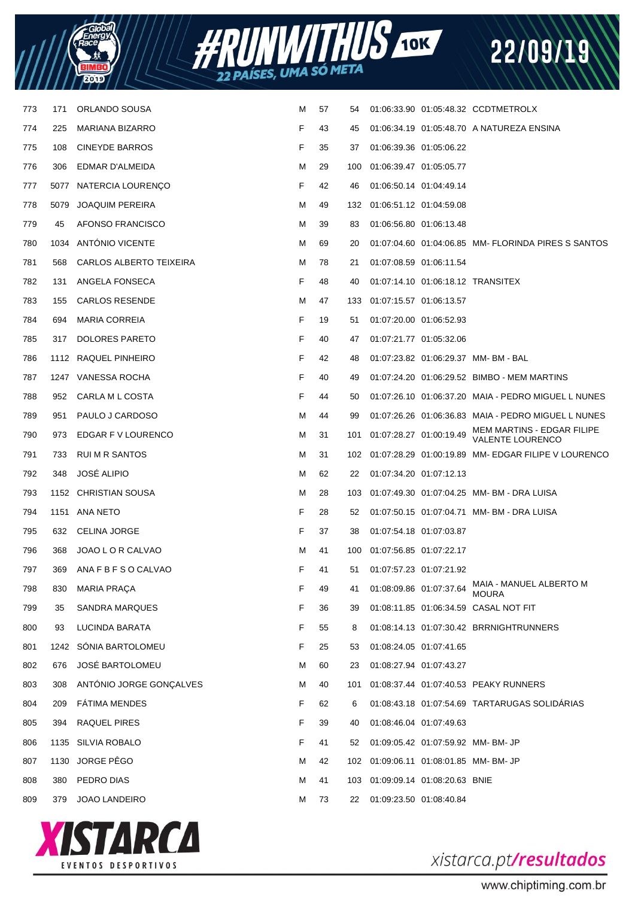| | | | | | | | | |
|---|---|---|---|---|---|---|---|---|
| 773 | 171 | ORLANDO SOUSA | M | 57 | 54 | 01:06:33.90 | 01:05:48.32 | CCDTMETROLX |
| 774 | 225 | MARIANA BIZARRO | F | 43 | 45 | 01:06:34.19 | 01:05:48.70 | A NATUREZA ENSINA |
| 775 | 108 | CINEYDE BARROS | F | 35 | 37 | 01:06:39.36 | 01:05:06.22 | |
| 776 | 306 | EDMAR D'ALMEIDA | M | 29 | 100 | 01:06:39.47 | 01:05:05.77 | |
| 777 | 5077 | NATERCIA LOURENÇO | F | 42 | 46 | 01:06:50.14 | 01:04:49.14 | |
| 778 | 5079 | JOAQUIM PEREIRA | M | 49 | 132 | 01:06:51.12 | 01:04:59.08 | |
| 779 | 45 | AFONSO FRANCISCO | M | 39 | 83 | 01:06:56.80 | 01:06:13.48 | |
| 780 | 1034 | ANTÓNIO VICENTE | M | 69 | 20 | 01:07:04.60 | 01:04:06.85 | MM- FLORINDA PIRES S SANTOS |
| 781 | 568 | CARLOS ALBERTO TEIXEIRA | M | 78 | 21 | 01:07:08.59 | 01:06:11.54 | |
| 782 | 131 | ANGELA FONSECA | F | 48 | 40 | 01:07:14.10 | 01:06:18.12 | TRANSITEX |
| 783 | 155 | CARLOS RESENDE | M | 47 | 133 | 01:07:15.57 | 01:06:13.57 | |
| 784 | 694 | MARIA CORREIA | F | 19 | 51 | 01:07:20.00 | 01:06:52.93 | |
| 785 | 317 | DOLORES PARETO | F | 40 | 47 | 01:07:21.77 | 01:05:32.06 | |
| 786 | 1112 | RAQUEL PINHEIRO | F | 42 | 48 | 01:07:23.82 | 01:06:29.37 | MM- BM - BAL |
| 787 | 1247 | VANESSA ROCHA | F | 40 | 49 | 01:07:24.20 | 01:06:29.52 | BIMBO - MEM MARTINS |
| 788 | 952 | CARLA M L COSTA | F | 44 | 50 | 01:07:26.10 | 01:06:37.20 | MAIA - PEDRO MIGUEL L NUNES |
| 789 | 951 | PAULO J CARDOSO | M | 44 | 99 | 01:07:26.26 | 01:06:36.83 | MAIA - PEDRO MIGUEL L NUNES |
| 790 | 973 | EDGAR F V LOURENCO | M | 31 | 101 | 01:07:28.27 | 01:00:19.49 | MEM MARTINS - EDGAR FILIPE VALENTE LOURENCO |
| 791 | 733 | RUI M R SANTOS | M | 31 | 102 | 01:07:28.29 | 01:00:19.89 | MM- EDGAR FILIPE V LOURENCO |
| 792 | 348 | JOSÉ ALIPIO | M | 62 | 22 | 01:07:34.20 | 01:07:12.13 | |
| 793 | 1152 | CHRISTIAN SOUSA | M | 28 | 103 | 01:07:49.30 | 01:07:04.25 | MM- BM - DRA LUISA |
| 794 | 1151 | ANA NETO | F | 28 | 52 | 01:07:50.15 | 01:07:04.71 | MM- BM - DRA LUISA |
| 795 | 632 | CELINA JORGE | F | 37 | 38 | 01:07:54.18 | 01:07:03.87 | |
| 796 | 368 | JOAO L O R CALVAO | M | 41 | 100 | 01:07:56.85 | 01:07:22.17 | |
| 797 | 369 | ANA F B F S O CALVAO | F | 41 | 51 | 01:07:57.23 | 01:07:21.92 | |
| 798 | 830 | MARIA PRAÇA | F | 49 | 41 | 01:08:09.86 | 01:07:37.64 | MAIA - MANUEL ALBERTO M MOURA |
| 799 | 35 | SANDRA MARQUES | F | 36 | 39 | 01:08:11.85 | 01:06:34.59 | CASAL NOT FIT |
| 800 | 93 | LUCINDA BARATA | F | 55 | 8 | 01:08:14.13 | 01:07:30.42 | BRRNIGHTRUNNERS |
| 801 | 1242 | SÓNIA BARTOLOMEU | F | 25 | 53 | 01:08:24.05 | 01:07:41.65 | |
| 802 | 676 | JOSÉ BARTOLOMEU | M | 60 | 23 | 01:08:27.94 | 01:07:43.27 | |
| 803 | 308 | ANTÓNIO JORGE GONÇALVES | M | 40 | 101 | 01:08:37.44 | 01:07:40.53 | PEAKY RUNNERS |
| 804 | 209 | FÁTIMA MENDES | F | 62 | 6 | 01:08:43.18 | 01:07:54.69 | TARTARUGAS SOLIDÁRIAS |
| 805 | 394 | RAQUEL PIRES | F | 39 | 40 | 01:08:46.04 | 01:07:49.63 | |
| 806 | 1135 | SILVIA ROBALO | F | 41 | 52 | 01:09:05.42 | 01:07:59.92 | MM- BM- JP |
| 807 | 1130 | JORGE PÊGO | M | 42 | 102 | 01:09:06.11 | 01:08:01.85 | MM- BM- JP |
| 808 | 380 | PEDRO DIAS | M | 41 | 103 | 01:09:09.14 | 01:08:20.63 | BNIE |
| 809 | 379 | JOAO LANDEIRO | M | 73 | 22 | 01:09:23.50 | 01:08:40.84 | |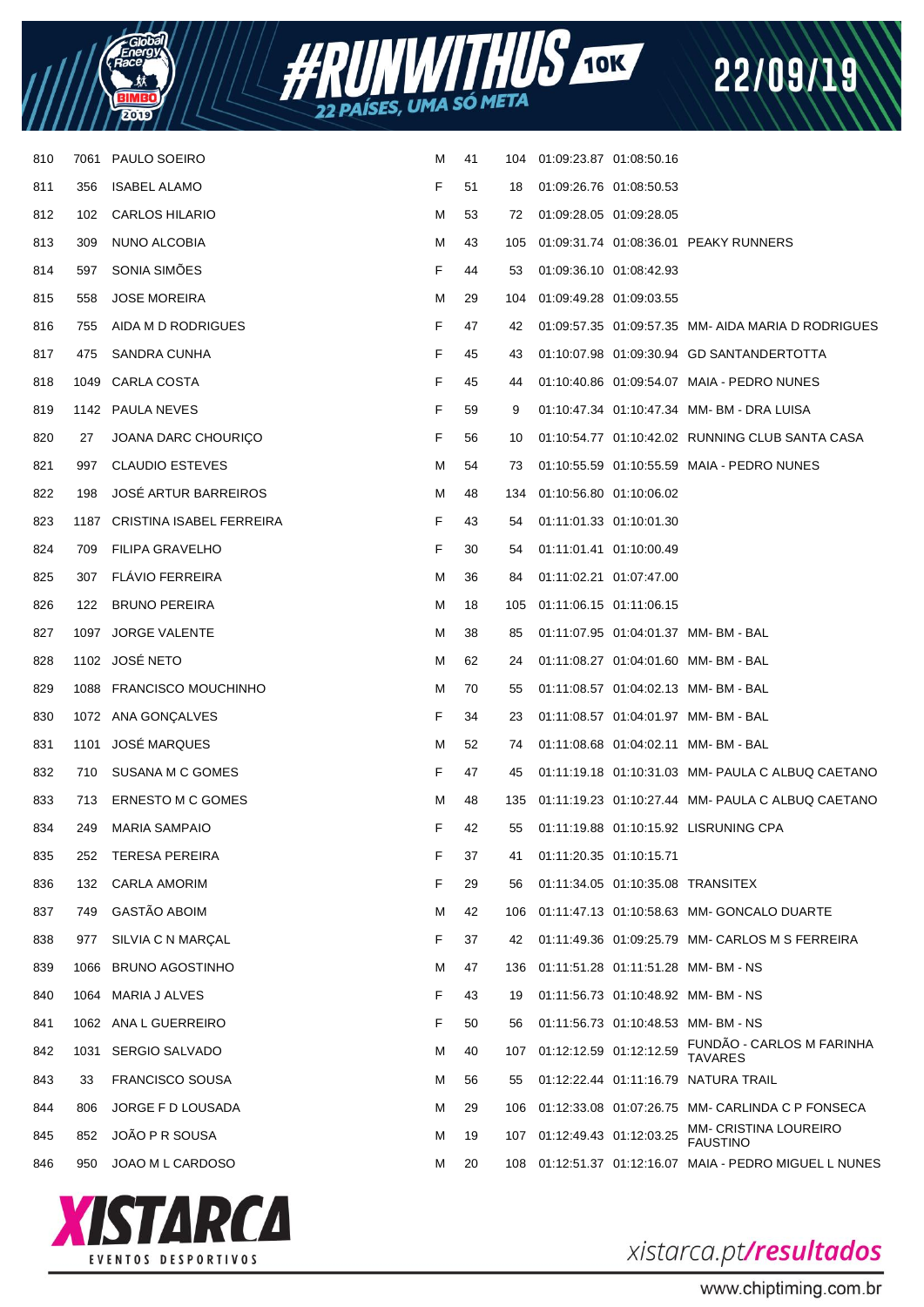| | | | | | | | | |
|---|---|---|---|---|---|---|---|---|
| 810 | 7061 | PAULO SOEIRO | M | 41 | 104 | 01:09:23.87 | 01:08:50.16 | |
| 811 | 356 | ISABEL ALAMO | F | 51 | 18 | 01:09:26.76 | 01:08:50.53 | |
| 812 | 102 | CARLOS HILARIO | M | 53 | 72 | 01:09:28.05 | 01:09:28.05 | |
| 813 | 309 | NUNO ALCOBIA | M | 43 | 105 | 01:09:31.74 | 01:08:36.01 | PEAKY RUNNERS |
| 814 | 597 | SONIA SIMÕES | F | 44 | 53 | 01:09:36.10 | 01:08:42.93 | |
| 815 | 558 | JOSE MOREIRA | M | 29 | 104 | 01:09:49.28 | 01:09:03.55 | |
| 816 | 755 | AIDA M D RODRIGUES | F | 47 | 42 | 01:09:57.35 | 01:09:57.35 | MM- AIDA MARIA D RODRIGUES |
| 817 | 475 | SANDRA CUNHA | F | 45 | 43 | 01:10:07.98 | 01:09:30.94 | GD SANTANDERTOTTA |
| 818 | 1049 | CARLA COSTA | F | 45 | 44 | 01:10:40.86 | 01:09:54.07 | MAIA - PEDRO NUNES |
| 819 | 1142 | PAULA NEVES | F | 59 | 9 | 01:10:47.34 | 01:10:47.34 | MM- BM - DRA LUISA |
| 820 | 27 | JOANA DARC CHOURIÇO | F | 56 | 10 | 01:10:54.77 | 01:10:42.02 | RUNNING CLUB SANTA CASA |
| 821 | 997 | CLAUDIO ESTEVES | M | 54 | 73 | 01:10:55.59 | 01:10:55.59 | MAIA - PEDRO NUNES |
| 822 | 198 | JOSÉ ARTUR BARREIROS | M | 48 | 134 | 01:10:56.80 | 01:10:06.02 | |
| 823 | 1187 | CRISTINA ISABEL FERREIRA | F | 43 | 54 | 01:11:01.33 | 01:10:01.30 | |
| 824 | 709 | FILIPA GRAVELHO | F | 30 | 54 | 01:11:01.41 | 01:10:00.49 | |
| 825 | 307 | FLÁVIO FERREIRA | M | 36 | 84 | 01:11:02.21 | 01:07:47.00 | |
| 826 | 122 | BRUNO PEREIRA | M | 18 | 105 | 01:11:06.15 | 01:11:06.15 | |
| 827 | 1097 | JORGE VALENTE | M | 38 | 85 | 01:11:07.95 | 01:04:01.37 | MM- BM - BAL |
| 828 | 1102 | JOSÉ NETO | M | 62 | 24 | 01:11:08.27 | 01:04:01.60 | MM- BM - BAL |
| 829 | 1088 | FRANCISCO MOUCHINHO | M | 70 | 55 | 01:11:08.57 | 01:04:02.13 | MM- BM - BAL |
| 830 | 1072 | ANA GONÇALVES | F | 34 | 23 | 01:11:08.57 | 01:04:01.97 | MM- BM - BAL |
| 831 | 1101 | JOSÉ MARQUES | M | 52 | 74 | 01:11:08.68 | 01:04:02.11 | MM- BM - BAL |
| 832 | 710 | SUSANA M C GOMES | F | 47 | 45 | 01:11:19.18 | 01:10:31.03 | MM- PAULA C ALBUQ CAETANO |
| 833 | 713 | ERNESTO M C GOMES | M | 48 | 135 | 01:11:19.23 | 01:10:27.44 | MM- PAULA C ALBUQ CAETANO |
| 834 | 249 | MARIA SAMPAIO | F | 42 | 55 | 01:11:19.88 | 01:10:15.92 | LISRUNING CPA |
| 835 | 252 | TERESA PEREIRA | F | 37 | 41 | 01:11:20.35 | 01:10:15.71 | |
| 836 | 132 | CARLA AMORIM | F | 29 | 56 | 01:11:34.05 | 01:10:35.08 | TRANSITEX |
| 837 | 749 | GASTÃO ABOIM | M | 42 | 106 | 01:11:47.13 | 01:10:58.63 | MM- GONCALO DUARTE |
| 838 | 977 | SILVIA C N MARÇAL | F | 37 | 42 | 01:11:49.36 | 01:09:25.79 | MM- CARLOS M S FERREIRA |
| 839 | 1066 | BRUNO AGOSTINHO | M | 47 | 136 | 01:11:51.28 | 01:11:51.28 | MM- BM - NS |
| 840 | 1064 | MARIA J ALVES | F | 43 | 19 | 01:11:56.73 | 01:10:48.92 | MM- BM - NS |
| 841 | 1062 | ANA L GUERREIRO | F | 50 | 56 | 01:11:56.73 | 01:10:48.53 | MM- BM - NS |
| 842 | 1031 | SERGIO SALVADO | M | 40 | 107 | 01:12:12.59 | 01:12:12.59 | FUNDÃO - CARLOS M FARINHA TAVARES |
| 843 | 33 | FRANCISCO SOUSA | M | 56 | 55 | 01:12:22.44 | 01:11:16.79 | NATURA TRAIL |
| 844 | 806 | JORGE F D LOUSADA | M | 29 | 106 | 01:12:33.08 | 01:07:26.75 | MM- CARLINDA C P FONSECA |
| 845 | 852 | JOÃO P R SOUSA | M | 19 | 107 | 01:12:49.43 | 01:12:03.25 | MM- CRISTINA LOUREIRO FAUSTINO |
| 846 | 950 | JOAO M L CARDOSO | M | 20 | 108 | 01:12:51.37 | 01:12:16.07 | MAIA - PEDRO MIGUEL L NUNES |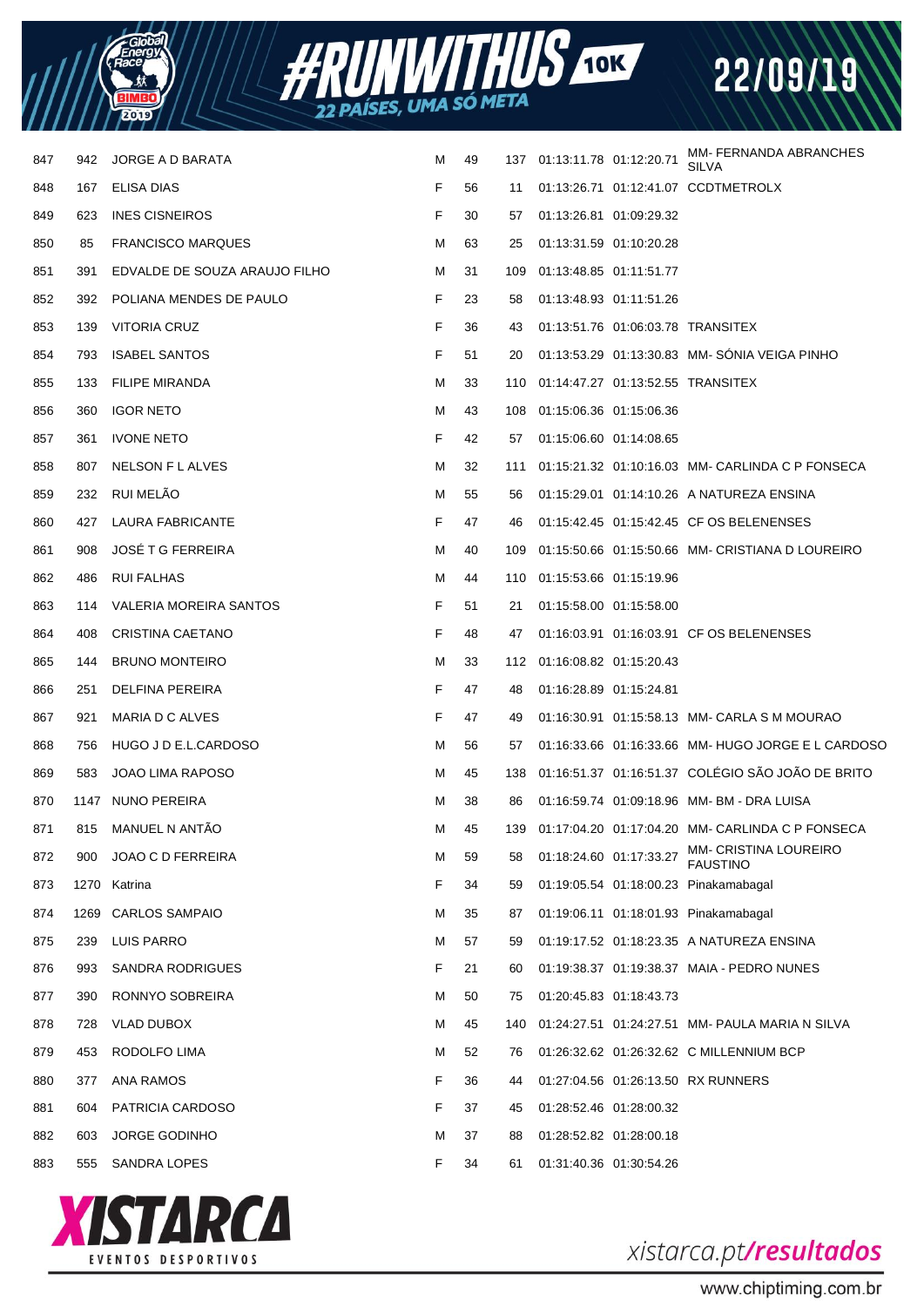| | | | | | | | | |
|---|---|---|---|---|---|---|---|---|
| 847 | 942 | JORGE A D BARATA | M | 49 | 137 | 01:13:11.78 | 01:12:20.71 | MM- FERNANDA ABRANCHES SILVA |
| 848 | 167 | ELISA DIAS | F | 56 | 11 | 01:13:26.71 | 01:12:41.07 | CCDTMETROLX |
| 849 | 623 | INES CISNEIROS | F | 30 | 57 | 01:13:26.81 | 01:09:29.32 | |
| 850 | 85 | FRANCISCO MARQUES | M | 63 | 25 | 01:13:31.59 | 01:10:20.28 | |
| 851 | 391 | EDVALDE DE SOUZA ARAUJO FILHO | M | 31 | 109 | 01:13:48.85 | 01:11:51.77 | |
| 852 | 392 | POLIANA MENDES DE PAULO | F | 23 | 58 | 01:13:48.93 | 01:11:51.26 | |
| 853 | 139 | VITORIA CRUZ | F | 36 | 43 | 01:13:51.76 | 01:06:03.78 | TRANSITEX |
| 854 | 793 | ISABEL SANTOS | F | 51 | 20 | 01:13:53.29 | 01:13:30.83 | MM- SÓNIA VEIGA PINHO |
| 855 | 133 | FILIPE MIRANDA | M | 33 | 110 | 01:14:47.27 | 01:13:52.55 | TRANSITEX |
| 856 | 360 | IGOR NETO | M | 43 | 108 | 01:15:06.36 | 01:15:06.36 | |
| 857 | 361 | IVONE NETO | F | 42 | 57 | 01:15:06.60 | 01:14:08.65 | |
| 858 | 807 | NELSON F L ALVES | M | 32 | 111 | 01:15:21.32 | 01:10:16.03 | MM- CARLINDA C P FONSECA |
| 859 | 232 | RUI MELÃO | M | 55 | 56 | 01:15:29.01 | 01:14:10.26 | A NATUREZA ENSINA |
| 860 | 427 | LAURA FABRICANTE | F | 47 | 46 | 01:15:42.45 | 01:15:42.45 | CF OS BELENENSES |
| 861 | 908 | JOSÉ T G FERREIRA | M | 40 | 109 | 01:15:50.66 | 01:15:50.66 | MM- CRISTIANA D LOUREIRO |
| 862 | 486 | RUI FALHAS | M | 44 | 110 | 01:15:53.66 | 01:15:19.96 | |
| 863 | 114 | VALERIA MOREIRA SANTOS | F | 51 | 21 | 01:15:58.00 | 01:15:58.00 | |
| 864 | 408 | CRISTINA CAETANO | F | 48 | 47 | 01:16:03.91 | 01:16:03.91 | CF OS BELENENSES |
| 865 | 144 | BRUNO MONTEIRO | M | 33 | 112 | 01:16:08.82 | 01:15:20.43 | |
| 866 | 251 | DELFINA PEREIRA | F | 47 | 48 | 01:16:28.89 | 01:15:24.81 | |
| 867 | 921 | MARIA D C ALVES | F | 47 | 49 | 01:16:30.91 | 01:15:58.13 | MM- CARLA S M MOURAO |
| 868 | 756 | HUGO J D E.L.CARDOSO | M | 56 | 57 | 01:16:33.66 | 01:16:33.66 | MM- HUGO JORGE E L CARDOSO |
| 869 | 583 | JOAO LIMA RAPOSO | M | 45 | 138 | 01:16:51.37 | 01:16:51.37 | COLÉGIO SÃO JOÃO DE BRITO |
| 870 | 1147 | NUNO PEREIRA | M | 38 | 86 | 01:16:59.74 | 01:09:18.96 | MM- BM - DRA LUISA |
| 871 | 815 | MANUEL N ANTÃO | M | 45 | 139 | 01:17:04.20 | 01:17:04.20 | MM- CARLINDA C P FONSECA |
| 872 | 900 | JOAO C D FERREIRA | M | 59 | 58 | 01:18:24.60 | 01:17:33.27 | MM- CRISTINA LOUREIRO FAUSTINO |
| 873 | 1270 | Katrina | F | 34 | 59 | 01:19:05.54 | 01:18:00.23 | Pinakamabagal |
| 874 | 1269 | CARLOS SAMPAIO | M | 35 | 87 | 01:19:06.11 | 01:18:01.93 | Pinakamabagal |
| 875 | 239 | LUIS PARRO | M | 57 | 59 | 01:19:17.52 | 01:18:23.35 | A NATUREZA ENSINA |
| 876 | 993 | SANDRA RODRIGUES | F | 21 | 60 | 01:19:38.37 | 01:19:38.37 | MAIA - PEDRO NUNES |
| 877 | 390 | RONNYO SOBREIRA | M | 50 | 75 | 01:20:45.83 | 01:18:43.73 | |
| 878 | 728 | VLAD DUBOX | M | 45 | 140 | 01:24:27.51 | 01:24:27.51 | MM- PAULA MARIA N SILVA |
| 879 | 453 | RODOLFO LIMA | M | 52 | 76 | 01:26:32.62 | 01:26:32.62 | C MILLENNIUM BCP |
| 880 | 377 | ANA RAMOS | F | 36 | 44 | 01:27:04.56 | 01:26:13.50 | RX RUNNERS |
| 881 | 604 | PATRICIA CARDOSO | F | 37 | 45 | 01:28:52.46 | 01:28:00.32 | |
| 882 | 603 | JORGE GODINHO | M | 37 | 88 | 01:28:52.82 | 01:28:00.18 | |
| 883 | 555 | SANDRA LOPES | F | 34 | 61 | 01:31:40.36 | 01:30:54.26 | |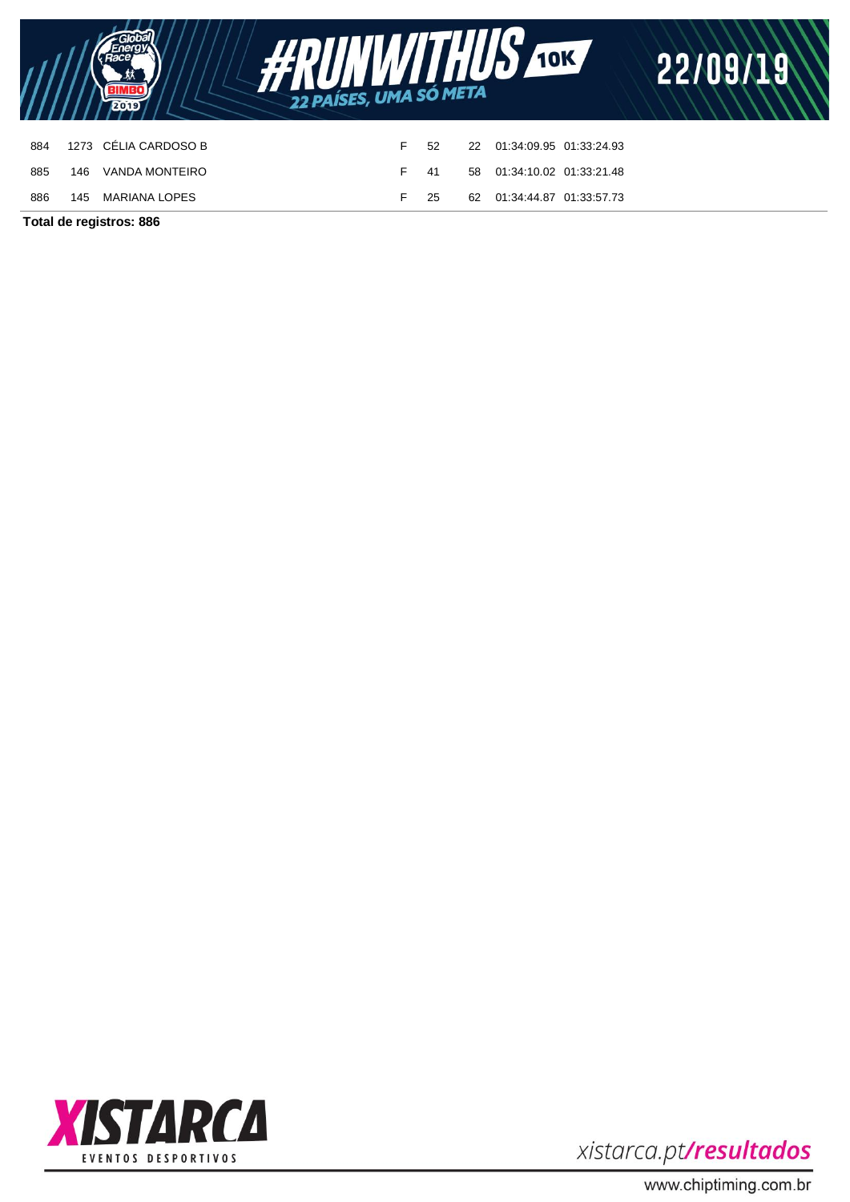| | | | | | | | |
|---|---|---|---|---|---|---|---|
| 884 | 1273 | CÉLIA CARDOSO B | F | 52 | 22 | 01:34:09.95 | 01:33:24.93 |
| 885 | 146 | VANDA MONTEIRO | F | 41 | 58 | 01:34:10.02 | 01:33:21.48 |
| 886 | 145 | MARIANA LOPES | F | 25 | 62 | 01:34:44.87 | 01:33:57.73 |

**Total de registros: 886**